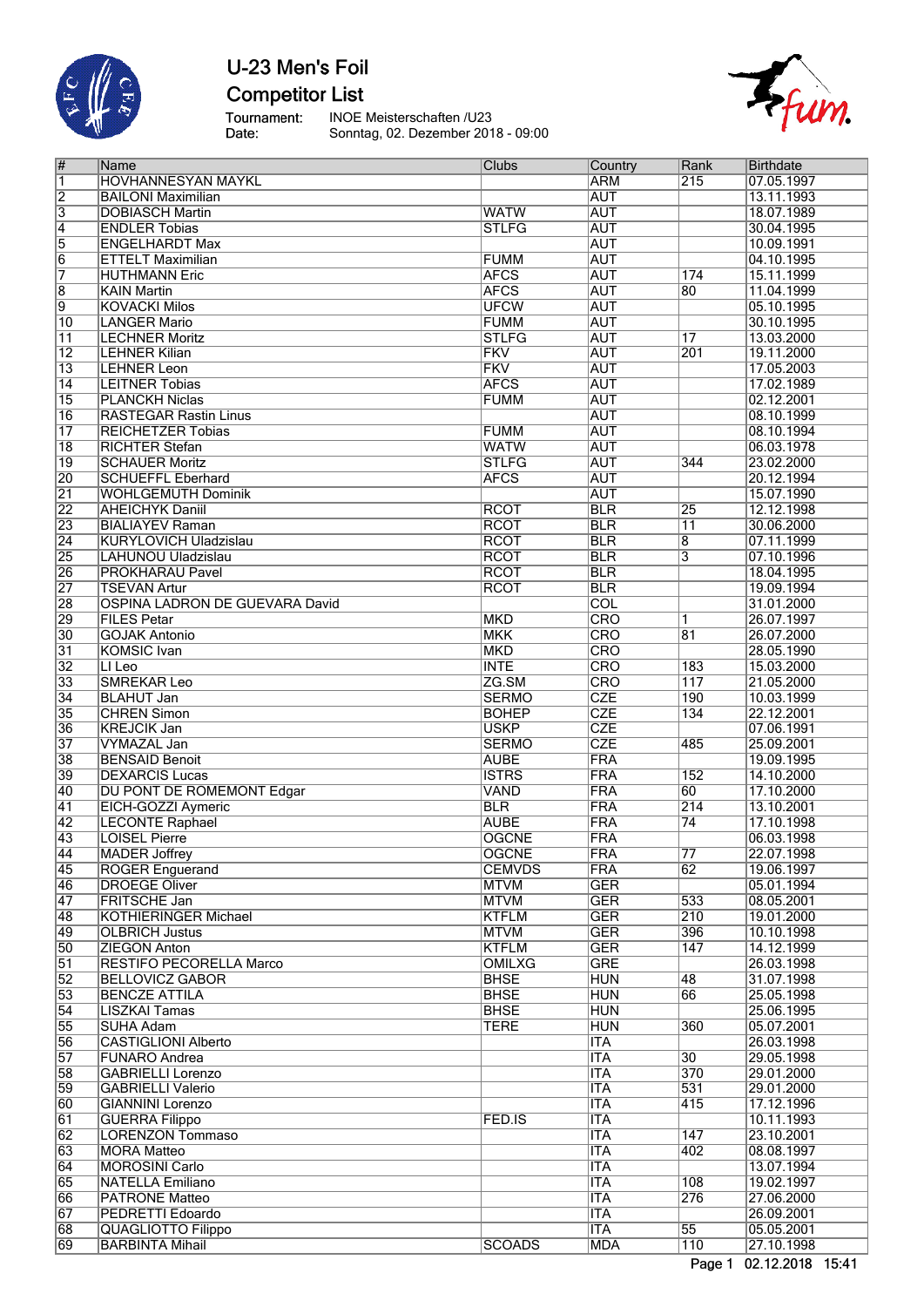# U-23 Men's Foil

## Competitor List

Tournament: INOE Meisterschaften /U23

Date: Sonntag, 02. Dezember 2018 - 09:00

| # | Name | Clubs | Country | Rank | Birthdate |
|---|---|---|---|---|---|
| 1 | HOVHANNESYAN MAYKL | | ARM | 215 | 07.05.1997 |
| 2 | BAILONI Maximilian | | AUT | | 13.11.1993 |
| 3 | DOBIASCH Martin | WATW | AUT | | 18.07.1989 |
| 4 | ENDLER Tobias | STLFG | AUT | | 30.04.1995 |
| 5 | ENGELHARDT Max | | AUT | | 10.09.1991 |
| 6 | ETTELT Maximilian | FUMM | AUT | | 04.10.1995 |
| 7 | HUTHMANN Eric | AFCS | AUT | 174 | 15.11.1999 |
| 8 | KAIN Martin | AFCS | AUT | 80 | 11.04.1999 |
| 9 | KOVACKI Milos | UFCW | AUT | | 05.10.1995 |
| 10 | LANGER Mario | FUMM | AUT | | 30.10.1995 |
| 11 | LECHNER Moritz | STLFG | AUT | 17 | 13.03.2000 |
| 12 | LEHNER Kilian | FKV | AUT | 201 | 19.11.2000 |
| 13 | LEHNER Leon | FKV | AUT | | 17.05.2003 |
| 14 | LEITNER Tobias | AFCS | AUT | | 17.02.1989 |
| 15 | PLANCKH Niclas | FUMM | AUT | | 02.12.2001 |
| 16 | RASTEGAR Rastin Linus | | AUT | | 08.10.1999 |
| 17 | REICHETZER Tobias | FUMM | AUT | | 08.10.1994 |
| 18 | RICHTER Stefan | WATW | AUT | | 06.03.1978 |
| 19 | SCHAUER Moritz | STLFG | AUT | 344 | 23.02.2000 |
| 20 | SCHUEFFL Eberhard | AFCS | AUT | | 20.12.1994 |
| 21 | WOHLGEMUTH Dominik | | AUT | | 15.07.1990 |
| 22 | AHEICHYK Daniil | RCOT | BLR | 25 | 12.12.1998 |
| 23 | BIALIAYEV Raman | RCOT | BLR | 11 | 30.06.2000 |
| 24 | KURYLOVICH Uladzislau | RCOT | BLR | 8 | 07.11.1999 |
| 25 | LAHUNOU Uladzislau | RCOT | BLR | 3 | 07.10.1996 |
| 26 | PROKHARAU Pavel | RCOT | BLR | | 18.04.1995 |
| 27 | TSEVAN Artur | RCOT | BLR | | 19.09.1994 |
| 28 | OSPINA LADRON DE GUEVARA David | | COL | | 31.01.2000 |
| 29 | FILES Petar | MKD | CRO | 1 | 26.07.1997 |
| 30 | GOJAK Antonio | MKK | CRO | 81 | 26.07.2000 |
| 31 | KOMSIC Ivan | MKD | CRO | | 28.05.1990 |
| 32 | LI Leo | INTE | CRO | 183 | 15.03.2000 |
| 33 | SMREKAR Leo | ZG.SM | CRO | 117 | 21.05.2000 |
| 34 | BLAHUT Jan | SERMO | CZE | 190 | 10.03.1999 |
| 35 | CHREN Simon | BOHEP | CZE | 134 | 22.12.2001 |
| 36 | KREJCIK Jan | USKP | CZE | | 07.06.1991 |
| 37 | VYMAZAL Jan | SERMO | CZE | 485 | 25.09.2001 |
| 38 | BENSAID Benoit | AUBE | FRA | | 19.09.1995 |
| 39 | DEXARCIS Lucas | ISTRS | FRA | 152 | 14.10.2000 |
| 40 | DU PONT DE ROMEMONT Edgar | VAND | FRA | 60 | 17.10.2000 |
| 41 | EICH-GOZZI Aymeric | BLR | FRA | 214 | 13.10.2001 |
| 42 | LECONTE Raphael | AUBE | FRA | 74 | 17.10.1998 |
| 43 | LOISEL Pierre | OGCNE | FRA | | 06.03.1998 |
| 44 | MADER Joffrey | OGCNE | FRA | 77 | 22.07.1998 |
| 45 | ROGER Enguerand | CEMVDS | FRA | 62 | 19.06.1997 |
| 46 | DROEGE Oliver | MTVM | GER | | 05.01.1994 |
| 47 | FRITSCHE Jan | MTVM | GER | 533 | 08.05.2001 |
| 48 | KOTHIERINGER Michael | KTFLM | GER | 210 | 19.01.2000 |
| 49 | OLBRICH Justus | MTVM | GER | 396 | 10.10.1998 |
| 50 | ZIEGON Anton | KTFLM | GER | 147 | 14.12.1999 |
| 51 | RESTIFO PECORELLA Marco | OMILXG | GRE | | 26.03.1998 |
| 52 | BELLOVICZ GABOR | BHSE | HUN | 48 | 31.07.1998 |
| 53 | BENCZE ATTILA | BHSE | HUN | 66 | 25.05.1998 |
| 54 | LISZKAI Tamas | BHSE | HUN | | 25.06.1995 |
| 55 | SUHA Adam | TERE | HUN | 360 | 05.07.2001 |
| 56 | CASTIGLIONI Alberto | | ITA | | 26.03.1998 |
| 57 | FUNARO Andrea | | ITA | 30 | 29.05.1998 |
| 58 | GABRIELLI Lorenzo | | ITA | 370 | 29.01.2000 |
| 59 | GABRIELLI Valerio | | ITA | 531 | 29.01.2000 |
| 60 | GIANNINI Lorenzo | | ITA | 415 | 17.12.1996 |
| 61 | GUERRA Filippo | FED.IS | ITA | | 10.11.1993 |
| 62 | LORENZON Tommaso | | ITA | 147 | 23.10.2001 |
| 63 | MORA Matteo | | ITA | 402 | 08.08.1997 |
| 64 | MOROSINI Carlo | | ITA | | 13.07.1994 |
| 65 | NATELLA Emiliano | | ITA | 108 | 19.02.1997 |
| 66 | PATRONE Matteo | | ITA | 276 | 27.06.2000 |
| 67 | PEDRETTI Edoardo | | ITA | | 26.09.2001 |
| 68 | QUAGLIOTTO Filippo | | ITA | 55 | 05.05.2001 |
| 69 | BARBINTA Mihail | SCOADS | MDA | 110 | 27.10.1998 |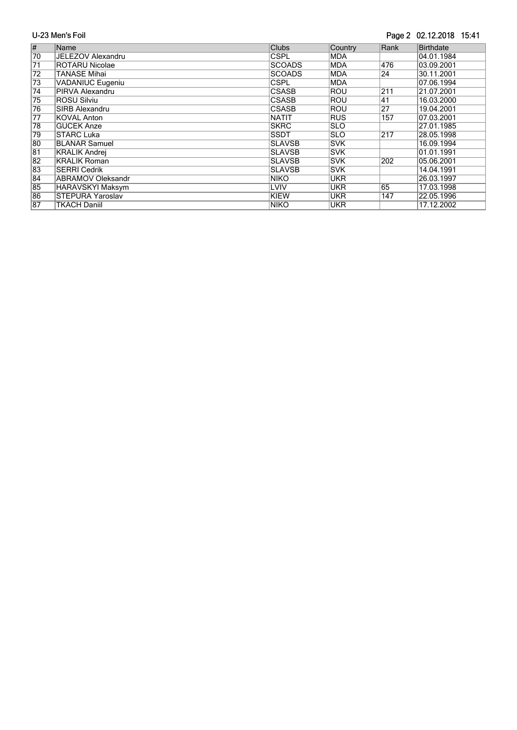# U-23 Men's Foil

| # | Name | Clubs | Country | Rank | Birthdate |
|---|---|---|---|---|---|
| 70 | JELEZOV Alexandru | CSPL | MDA | | 04.01.1984 |
| 71 | ROTARU Nicolae | SCOADS | MDA | 476 | 03.09.2001 |
| 72 | TANASE Mihai | SCOADS | MDA | 24 | 30.11.2001 |
| 73 | VADANIUC Eugeniu | CSPL | MDA | | 07.06.1994 |
| 74 | PIRVA Alexandru | CSASB | ROU | 211 | 21.07.2001 |
| 75 | ROSU Silviu | CSASB | ROU | 41 | 16.03.2000 |
| 76 | SIRB Alexandru | CSASB | ROU | 27 | 19.04.2001 |
| 77 | KOVAL Anton | NATIT | RUS | 157 | 07.03.2001 |
| 78 | GUCEK Anze | SKRC | SLO | | 27.01.1985 |
| 79 | STARC Luka | SSDT | SLO | 217 | 28.05.1998 |
| 80 | BLANAR Samuel | SLAVSB | SVK | | 16.09.1994 |
| 81 | KRALIK Andrej | SLAVSB | SVK | | 01.01.1991 |
| 82 | KRALIK Roman | SLAVSB | SVK | 202 | 05.06.2001 |
| 83 | SERRI Cedrik | SLAVSB | SVK | | 14.04.1991 |
| 84 | ABRAMOV Oleksandr | NIKO | UKR | | 26.03.1997 |
| 85 | HARAVSKYI Maksym | LVIV | UKR | 65 | 17.03.1998 |
| 86 | STEPURA Yaroslav | KIEW | UKR | 147 | 22.05.1996 |
| 87 | TKACH Daniil | NIKO | UKR | | 17.12.2002 |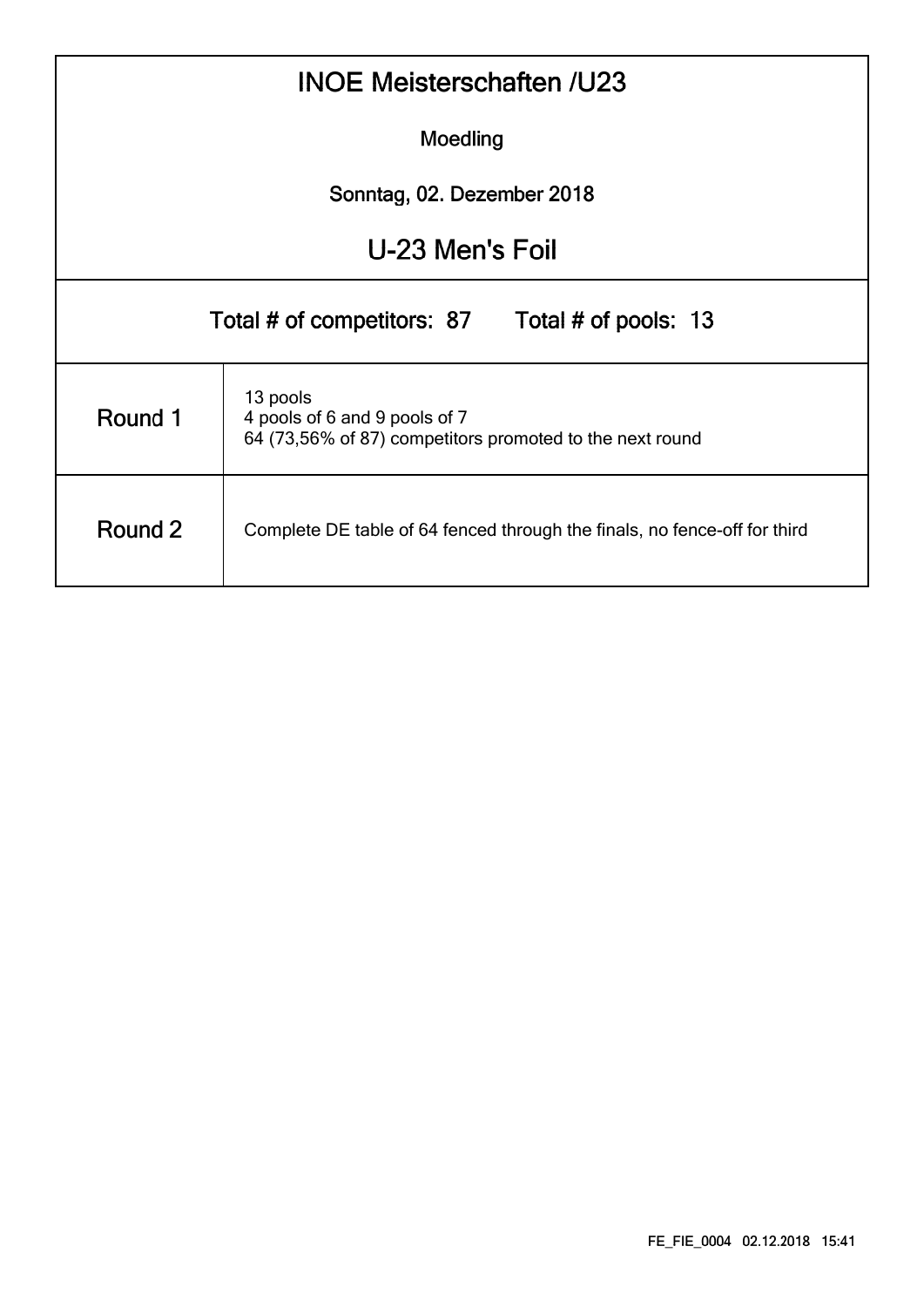# INOE Meisterschaften /U23

Moedling

Sonntag, 02. Dezember 2018

## U-23 Men's Foil

Total # of competitors: 87 Total # of pools: 13

| | |
|---|---|
| Round 1 | 13 pools<br>4 pools of 6 and 9 pools of 7<br>64 (73,56% of 87) competitors promoted to the next round |
| Round 2 | Complete DE table of 64 fenced through the finals, no fence-off for third |

FE_FIE_0004 02.12.2018 15:41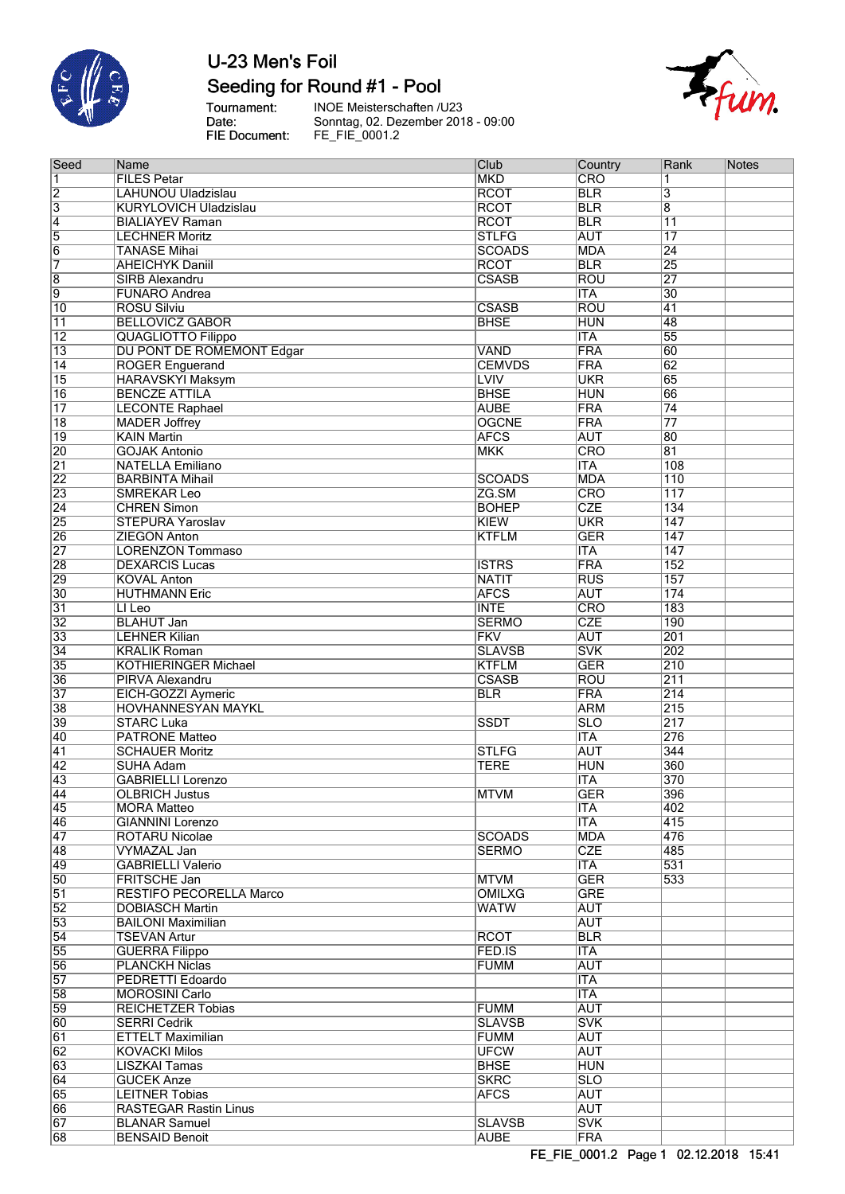# U-23 Men's Foil

## Seeding for Round #1 - Pool

Tournament: INOE Meisterschaften /U23
Date: Sonntag, 02. Dezember 2018 - 09:00
FIE Document: FE_FIE_0001.2

| Seed | Name | Club | Country | Rank | Notes |
|---|---|---|---|---|---|
| 1 | FILES Petar | MKD | CRO | 1 | |
| 2 | LAHUNOU Uladzislau | RCOT | BLR | 3 | |
| 3 | KURYLOVICH Uladzislau | RCOT | BLR | 8 | |
| 4 | BIALIAYEV Raman | RCOT | BLR | 11 | |
| 5 | LECHNER Moritz | STLFG | AUT | 17 | |
| 6 | TANASE Mihai | SCOADS | MDA | 24 | |
| 7 | AHEICHYK Daniil | RCOT | BLR | 25 | |
| 8 | SIRB Alexandru | CSASB | ROU | 27 | |
| 9 | FUNARO Andrea | | ITA | 30 | |
| 10 | ROSU Silviu | CSASB | ROU | 41 | |
| 11 | BELLOVICZ GABOR | BHSE | HUN | 48 | |
| 12 | QUAGLIOTTO Filippo | | ITA | 55 | |
| 13 | DU PONT DE ROMEMONT Edgar | VAND | FRA | 60 | |
| 14 | ROGER Enguerand | CEMVDS | FRA | 62 | |
| 15 | HARAVSKYI Maksym | LVIV | UKR | 65 | |
| 16 | BENCZE ATTILA | BHSE | HUN | 66 | |
| 17 | LECONTE Raphael | AUBE | FRA | 74 | |
| 18 | MADER Joffrey | OGCNE | FRA | 77 | |
| 19 | KAIN Martin | AFCS | AUT | 80 | |
| 20 | GOJAK Antonio | MKK | CRO | 81 | |
| 21 | NATELLA Emiliano | | ITA | 108 | |
| 22 | BARBINTA Mihail | SCOADS | MDA | 110 | |
| 23 | SMREKAR Leo | ZG.SM | CRO | 117 | |
| 24 | CHREN Simon | BOHEP | CZE | 134 | |
| 25 | STEPURA Yaroslav | KIEW | UKR | 147 | |
| 26 | ZIEGON Anton | KTFLM | GER | 147 | |
| 27 | LORENZON Tommaso | | ITA | 147 | |
| 28 | DEXARCIS Lucas | ISTRS | FRA | 152 | |
| 29 | KOVAL Anton | NATIT | RUS | 157 | |
| 30 | HUTHMANN Eric | AFCS | AUT | 174 | |
| 31 | LI Leo | INTE | CRO | 183 | |
| 32 | BLAHUT Jan | SERMO | CZE | 190 | |
| 33 | LEHNER Kilian | FKV | AUT | 201 | |
| 34 | KRALIK Roman | SLAVSB | SVK | 202 | |
| 35 | KOTHIERINGER Michael | KTFLM | GER | 210 | |
| 36 | PIRVA Alexandru | CSASB | ROU | 211 | |
| 37 | EICH-GOZZI Aymeric | BLR | FRA | 214 | |
| 38 | HOVHANNESYAN MAYKL | | ARM | 215 | |
| 39 | STARC Luka | SSDT | SLO | 217 | |
| 40 | PATRONE Matteo | | ITA | 276 | |
| 41 | SCHAUER Moritz | STLFG | AUT | 344 | |
| 42 | SUHA Adam | TERE | HUN | 360 | |
| 43 | GABRIELLI Lorenzo | | ITA | 370 | |
| 44 | OLBRICH Justus | MTVM | GER | 396 | |
| 45 | MORA Matteo | | ITA | 402 | |
| 46 | GIANNINI Lorenzo | | ITA | 415 | |
| 47 | ROTARU Nicolae | SCOADS | MDA | 476 | |
| 48 | VYMAZAL Jan | SERMO | CZE | 485 | |
| 49 | GABRIELLI Valerio | | ITA | 531 | |
| 50 | FRITSCHE Jan | MTVM | GER | 533 | |
| 51 | RESTIFO PECORELLA Marco | OMILXG | GRE | | |
| 52 | DOBIASCH Martin | WATW | AUT | | |
| 53 | BAILONI Maximilian | | AUT | | |
| 54 | TSEVAN Artur | RCOT | BLR | | |
| 55 | GUERRA Filippo | FED.IS | ITA | | |
| 56 | PLANCKH Niclas | FUMM | AUT | | |
| 57 | PEDRETTI Edoardo | | ITA | | |
| 58 | MOROSINI Carlo | | ITA | | |
| 59 | REICHETZER Tobias | FUMM | AUT | | |
| 60 | SERRI Cedrik | SLAVSB | SVK | | |
| 61 | ETTELT Maximilian | FUMM | AUT | | |
| 62 | KOVACKI Milos | UFCW | AUT | | |
| 63 | LISZKAI Tamas | BHSE | HUN | | |
| 64 | GUCEK Anze | SKRC | SLO | | |
| 65 | LEITNER Tobias | AFCS | AUT | | |
| 66 | RASTEGAR Rastin Linus | | AUT | | |
| 67 | BLANAR Samuel | SLAVSB | SVK | | |
| 68 | BENSAID Benoit | AUBE | FRA | | |

FE_FIE_0001.2 Page 1 02.12.2018 15:41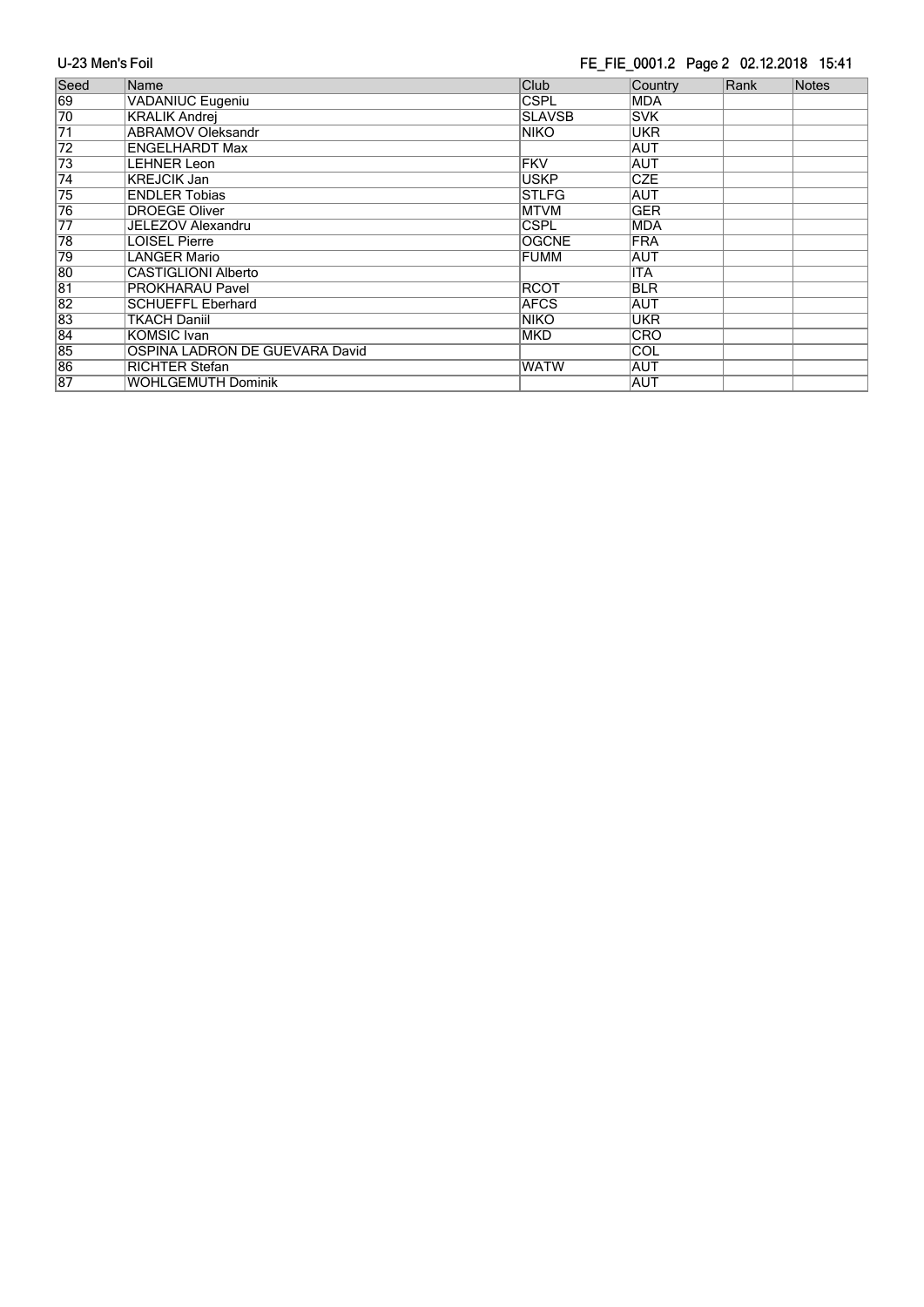| Seed | Name | Club | Country | Rank | Notes |
|---|---|---|---|---|---|
| 69 | VADANIUC Eugeniu | CSPL | MDA | | |
| 70 | KRALIK Andrej | SLAVSB | SVK | | |
| 71 | ABRAMOV Oleksandr | NIKO | UKR | | |
| 72 | ENGELHARDT Max | | AUT | | |
| 73 | LEHNER Leon | FKV | AUT | | |
| 74 | KREJCIK Jan | USKP | CZE | | |
| 75 | ENDLER Tobias | STLFG | AUT | | |
| 76 | DROEGE Oliver | MTVM | GER | | |
| 77 | JELEZOV Alexandru | CSPL | MDA | | |
| 78 | LOISEL Pierre | OGCNE | FRA | | |
| 79 | LANGER Mario | FUMM | AUT | | |
| 80 | CASTIGLIONI Alberto | | ITA | | |
| 81 | PROKHARAU Pavel | RCOT | BLR | | |
| 82 | SCHUEFFL Eberhard | AFCS | AUT | | |
| 83 | TKACH Daniil | NIKO | UKR | | |
| 84 | KOMSIC Ivan | MKD | CRO | | |
| 85 | OSPINA LADRON DE GUEVARA David | | COL | | |
| 86 | RICHTER Stefan | WATW | AUT | | |
| 87 | WOHLGEMUTH Dominik | | AUT | | |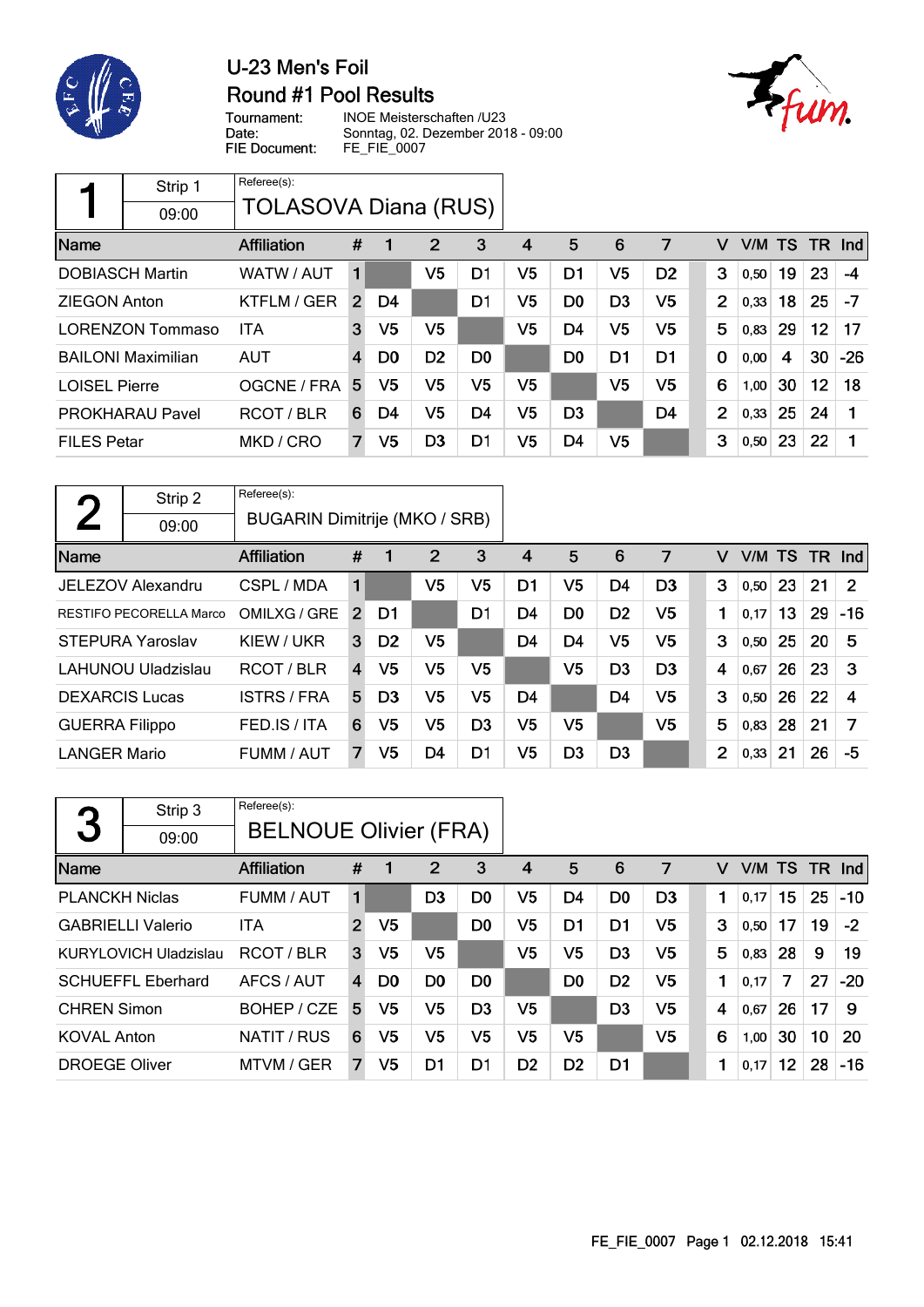# U-23 Men's Foil
## Round #1 Pool Results

Tournament: INOE Meisterschaften /U23
Date: Sonntag, 02. Dezember 2018 - 09:00
FIE Document: FE_FIE_0007

### Pool 1 — Strip 1 — 09:00

Referee(s): TOLASOVA Diana (RUS)

| Name | Affiliation | # | 1 | 2 | 3 | 4 | 5 | 6 | 7 | V | V/M | TS | TR | Ind |
|---|---|---|---|---|---|---|---|---|---|---|---|---|---|---|
| DOBIASCH Martin | WATW / AUT | 1 | | V5 | D1 | V5 | D1 | V5 | D2 | 3 | 0,50 | 19 | 23 | -4 |
| ZIEGON Anton | KTFLM / GER | 2 | D4 | | D1 | V5 | D0 | D3 | V5 | 2 | 0,33 | 18 | 25 | -7 |
| LORENZON Tommaso | ITA | 3 | V5 | V5 | | V5 | D4 | V5 | V5 | 5 | 0,83 | 29 | 12 | 17 |
| BAILONI Maximilian | AUT | 4 | D0 | D2 | D0 | | D0 | D1 | D1 | 0 | 0,00 | 4 | 30 | -26 |
| LOISEL Pierre | OGCNE / FRA | 5 | V5 | V5 | V5 | V5 | | V5 | V5 | 6 | 1,00 | 30 | 12 | 18 |
| PROKHARAU Pavel | RCOT / BLR | 6 | D4 | V5 | D4 | V5 | D3 | | D4 | 2 | 0,33 | 25 | 24 | 1 |
| FILES Petar | MKD / CRO | 7 | V5 | D3 | D1 | V5 | D4 | V5 | | 3 | 0,50 | 23 | 22 | 1 |

### Pool 2 — Strip 2 — 09:00

Referee(s): BUGARIN Dimitrije (MKO / SRB)

| Name | Affiliation | # | 1 | 2 | 3 | 4 | 5 | 6 | 7 | V | V/M | TS | TR | Ind |
|---|---|---|---|---|---|---|---|---|---|---|---|---|---|---|
| JELEZOV Alexandru | CSPL / MDA | 1 | | V5 | V5 | D1 | V5 | D4 | D3 | 3 | 0,50 | 23 | 21 | 2 |
| RESTIFO PECORELLA Marco | OMILXG / GRE | 2 | D1 | | D1 | D4 | D0 | D2 | V5 | 1 | 0,17 | 13 | 29 | -16 |
| STEPURA Yaroslav | KIEW / UKR | 3 | D2 | V5 | | D4 | D4 | V5 | V5 | 3 | 0,50 | 25 | 20 | 5 |
| LAHUNOU Uladzislau | RCOT / BLR | 4 | V5 | V5 | V5 | | V5 | D3 | D3 | 4 | 0,67 | 26 | 23 | 3 |
| DEXARCIS Lucas | ISTRS / FRA | 5 | D3 | V5 | V5 | D4 | | D4 | V5 | 3 | 0,50 | 26 | 22 | 4 |
| GUERRA Filippo | FED.IS / ITA | 6 | V5 | V5 | D3 | V5 | V5 | | V5 | 5 | 0,83 | 28 | 21 | 7 |
| LANGER Mario | FUMM / AUT | 7 | V5 | D4 | D1 | V5 | D3 | D3 | | 2 | 0,33 | 21 | 26 | -5 |

### Pool 3 — Strip 3 — 09:00

Referee(s): BELNOUE Olivier (FRA)

| Name | Affiliation | # | 1 | 2 | 3 | 4 | 5 | 6 | 7 | V | V/M | TS | TR | Ind |
|---|---|---|---|---|---|---|---|---|---|---|---|---|---|---|
| PLANCKH Niclas | FUMM / AUT | 1 | | D3 | D0 | V5 | D4 | D0 | D3 | 1 | 0,17 | 15 | 25 | -10 |
| GABRIELLI Valerio | ITA | 2 | V5 | | D0 | V5 | D1 | D1 | V5 | 3 | 0,50 | 17 | 19 | -2 |
| KURYLOVICH Uladzislau | RCOT / BLR | 3 | V5 | V5 | | V5 | V5 | D3 | V5 | 5 | 0,83 | 28 | 9 | 19 |
| SCHUEFFL Eberhard | AFCS / AUT | 4 | D0 | D0 | D0 | | D0 | D2 | V5 | 1 | 0,17 | 7 | 27 | -20 |
| CHREN Simon | BOHEP / CZE | 5 | V5 | V5 | D3 | V5 | | D3 | V5 | 4 | 0,67 | 26 | 17 | 9 |
| KOVAL Anton | NATIT / RUS | 6 | V5 | V5 | V5 | V5 | V5 | | V5 | 6 | 1,00 | 30 | 10 | 20 |
| DROEGE Oliver | MTVM / GER | 7 | V5 | D1 | D1 | D2 | D2 | D1 | | 1 | 0,17 | 12 | 28 | -16 |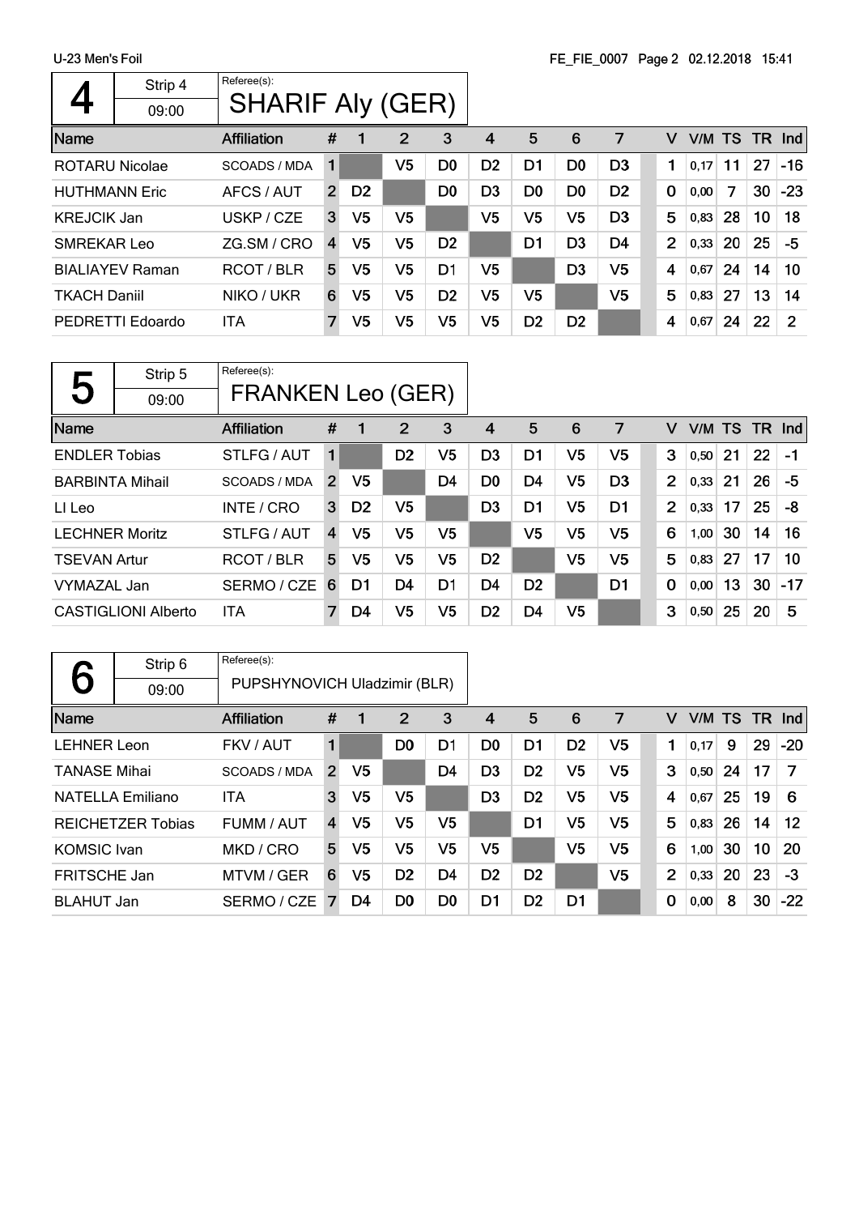## 4 — Strip 4 — 09:00

Referee(s): SHARIF Aly (GER)

| Name | Affiliation | # | 1 | 2 | 3 | 4 | 5 | 6 | 7 | V | V/M | TS | TR | Ind |
|---|---|---|---|---|---|---|---|---|---|---|---|---|---|---|
| ROTARU Nicolae | SCOADS / MDA | 1 | | V5 | D0 | D2 | D1 | D0 | D3 | 1 | 0,17 | 11 | 27 | -16 |
| HUTHMANN Eric | AFCS / AUT | 2 | D2 | | D0 | D3 | D0 | D0 | D2 | 0 | 0,00 | 7 | 30 | -23 |
| KREJCIK Jan | USKP / CZE | 3 | V5 | V5 | | V5 | V5 | V5 | D3 | 5 | 0,83 | 28 | 10 | 18 |
| SMREKAR Leo | ZG.SM / CRO | 4 | V5 | V5 | D2 | | D1 | D3 | D4 | 2 | 0,33 | 20 | 25 | -5 |
| BIALIAYEV Raman | RCOT / BLR | 5 | V5 | V5 | D1 | V5 | | D3 | V5 | 4 | 0,67 | 24 | 14 | 10 |
| TKACH Daniil | NIKO / UKR | 6 | V5 | V5 | D2 | V5 | V5 | | V5 | 5 | 0,83 | 27 | 13 | 14 |
| PEDRETTI Edoardo | ITA | 7 | V5 | V5 | V5 | V5 | D2 | D2 | | 4 | 0,67 | 24 | 22 | 2 |

## 5 — Strip 5 — 09:00

Referee(s): FRANKEN Leo (GER)

| Name | Affiliation | # | 1 | 2 | 3 | 4 | 5 | 6 | 7 | V | V/M | TS | TR | Ind |
|---|---|---|---|---|---|---|---|---|---|---|---|---|---|---|
| ENDLER Tobias | STLFG / AUT | 1 | | D2 | V5 | D3 | D1 | V5 | V5 | 3 | 0,50 | 21 | 22 | -1 |
| BARBINTA Mihail | SCOADS / MDA | 2 | V5 | | D4 | D0 | D4 | V5 | D3 | 2 | 0,33 | 21 | 26 | -5 |
| LI Leo | INTE / CRO | 3 | D2 | V5 | | D3 | D1 | V5 | D1 | 2 | 0,33 | 17 | 25 | -8 |
| LECHNER Moritz | STLFG / AUT | 4 | V5 | V5 | V5 | | V5 | V5 | V5 | 6 | 1,00 | 30 | 14 | 16 |
| TSEVAN Artur | RCOT / BLR | 5 | V5 | V5 | V5 | D2 | | V5 | V5 | 5 | 0,83 | 27 | 17 | 10 |
| VYMAZAL Jan | SERMO / CZE | 6 | D1 | D4 | D1 | D4 | D2 | | D1 | 0 | 0,00 | 13 | 30 | -17 |
| CASTIGLIONI Alberto | ITA | 7 | D4 | V5 | V5 | D2 | D4 | V5 | | 3 | 0,50 | 25 | 20 | 5 |

## 6 — Strip 6 — 09:00

Referee(s): PUPSHYNOVICH Uladzimir (BLR)

| Name | Affiliation | # | 1 | 2 | 3 | 4 | 5 | 6 | 7 | V | V/M | TS | TR | Ind |
|---|---|---|---|---|---|---|---|---|---|---|---|---|---|---|
| LEHNER Leon | FKV / AUT | 1 | | D0 | D1 | D0 | D1 | D2 | V5 | 1 | 0,17 | 9 | 29 | -20 |
| TANASE Mihai | SCOADS / MDA | 2 | V5 | | D4 | D3 | D2 | V5 | V5 | 3 | 0,50 | 24 | 17 | 7 |
| NATELLA Emiliano | ITA | 3 | V5 | V5 | | D3 | D2 | V5 | V5 | 4 | 0,67 | 25 | 19 | 6 |
| REICHETZER Tobias | FUMM / AUT | 4 | V5 | V5 | V5 | | D1 | V5 | V5 | 5 | 0,83 | 26 | 14 | 12 |
| KOMSIC Ivan | MKD / CRO | 5 | V5 | V5 | V5 | V5 | | V5 | V5 | 6 | 1,00 | 30 | 10 | 20 |
| FRITSCHE Jan | MTVM / GER | 6 | V5 | D2 | D4 | D2 | D2 | | V5 | 2 | 0,33 | 20 | 23 | -3 |
| BLAHUT Jan | SERMO / CZE | 7 | D4 | D0 | D0 | D1 | D2 | D1 | | 0 | 0,00 | 8 | 30 | -22 |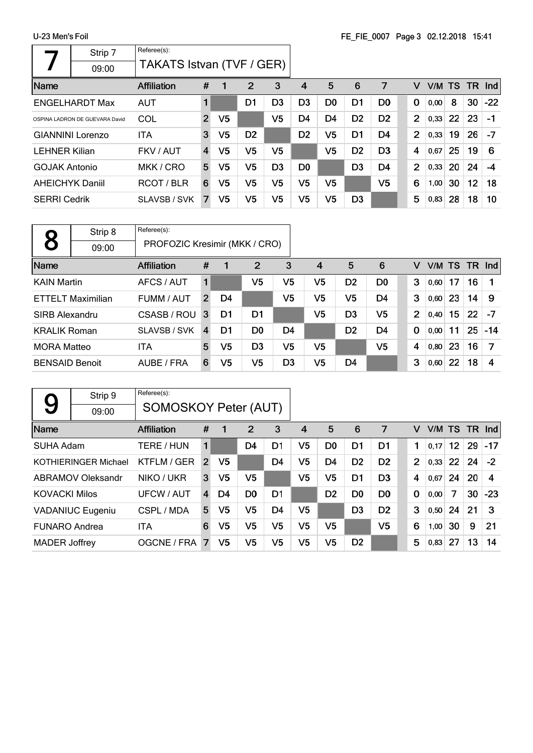U-23 Men's Foil

FE_FIE_0007 Page 3 02.12.2018 15:41

## 7 — Strip 7 — 09:00

Referee(s): TAKATS Istvan (TVF / GER)

| Name | Affiliation | # | 1 | 2 | 3 | 4 | 5 | 6 | 7 | V | V/M | TS | TR | Ind |
|---|---|---|---|---|---|---|---|---|---|---|---|---|---|---|
| ENGELHARDT Max | AUT | 1 | | D1 | D3 | D3 | D0 | D1 | D0 | 0 | 0,00 | 8 | 30 | -22 |
| OSPINA LADRON DE GUEVARA David | COL | 2 | V5 | | V5 | D4 | D4 | D2 | D2 | 2 | 0,33 | 22 | 23 | -1 |
| GIANNINI Lorenzo | ITA | 3 | V5 | D2 | | D2 | V5 | D1 | D4 | 2 | 0,33 | 19 | 26 | -7 |
| LEHNER Kilian | FKV / AUT | 4 | V5 | V5 | V5 | | V5 | D2 | D3 | 4 | 0,67 | 25 | 19 | 6 |
| GOJAK Antonio | MKK / CRO | 5 | V5 | V5 | D3 | D0 | | D3 | D4 | 2 | 0,33 | 20 | 24 | -4 |
| AHEICHYK Daniil | RCOT / BLR | 6 | V5 | V5 | V5 | V5 | V5 | | V5 | 6 | 1,00 | 30 | 12 | 18 |
| SERRI Cedrik | SLAVSB / SVK | 7 | V5 | V5 | V5 | V5 | V5 | D3 | | 5 | 0,83 | 28 | 18 | 10 |

## 8 — Strip 8 — 09:00

Referee(s): PROFOZIC Kresimir (MKK / CRO)

| Name | Affiliation | # | 1 | 2 | 3 | 4 | 5 | 6 | V | V/M | TS | TR | Ind |
|---|---|---|---|---|---|---|---|---|---|---|---|---|---|
| KAIN Martin | AFCS / AUT | 1 | | V5 | V5 | V5 | D2 | D0 | 3 | 0,60 | 17 | 16 | 1 |
| ETTELT Maximilian | FUMM / AUT | 2 | D4 | | V5 | V5 | V5 | D4 | 3 | 0,60 | 23 | 14 | 9 |
| SIRB Alexandru | CSASB / ROU | 3 | D1 | D1 | | V5 | D3 | V5 | 2 | 0,40 | 15 | 22 | -7 |
| KRALIK Roman | SLAVSB / SVK | 4 | D1 | D0 | D4 | | D2 | D4 | 0 | 0,00 | 11 | 25 | -14 |
| MORA Matteo | ITA | 5 | V5 | D3 | V5 | V5 | | V5 | 4 | 0,80 | 23 | 16 | 7 |
| BENSAID Benoit | AUBE / FRA | 6 | V5 | V5 | D3 | V5 | D4 | | 3 | 0,60 | 22 | 18 | 4 |

## 9 — Strip 9 — 09:00

Referee(s): SOMOSKOY Peter (AUT)

| Name | Affiliation | # | 1 | 2 | 3 | 4 | 5 | 6 | 7 | V | V/M | TS | TR | Ind |
|---|---|---|---|---|---|---|---|---|---|---|---|---|---|---|
| SUHA Adam | TERE / HUN | 1 | | D4 | D1 | V5 | D0 | D1 | D1 | 1 | 0,17 | 12 | 29 | -17 |
| KOTHIERINGER Michael | KTFLM / GER | 2 | V5 | | D4 | V5 | D4 | D2 | D2 | 2 | 0,33 | 22 | 24 | -2 |
| ABRAMOV Oleksandr | NIKO / UKR | 3 | V5 | V5 | | V5 | V5 | D1 | D3 | 4 | 0,67 | 24 | 20 | 4 |
| KOVACKI Milos | UFCW / AUT | 4 | D4 | D0 | D1 | | D2 | D0 | D0 | 0 | 0,00 | 7 | 30 | -23 |
| VADANIUC Eugeniu | CSPL / MDA | 5 | V5 | V5 | D4 | V5 | | D3 | D2 | 3 | 0,50 | 24 | 21 | 3 |
| FUNARO Andrea | ITA | 6 | V5 | V5 | V5 | V5 | V5 | | V5 | 6 | 1,00 | 30 | 9 | 21 |
| MADER Joffrey | OGCNE / FRA | 7 | V5 | V5 | V5 | V5 | V5 | D2 | | 5 | 0,83 | 27 | 13 | 14 |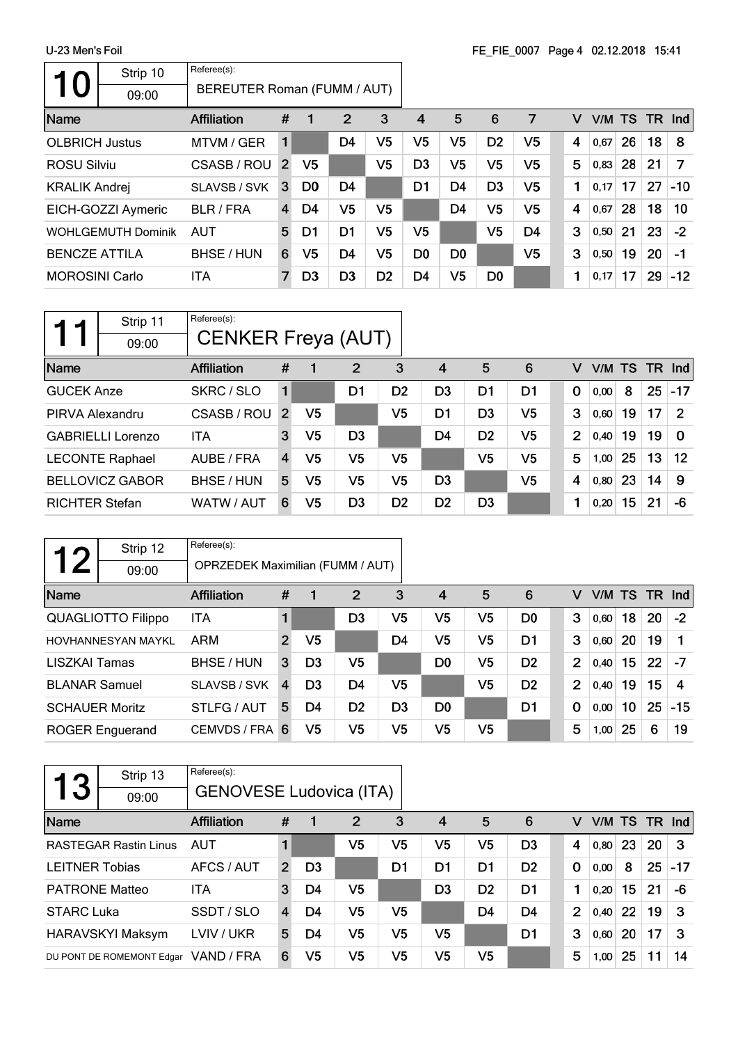## 10

Strip 10 — 09:00

Referee(s): BEREUTER Roman (FUMM / AUT)

| Name | Affiliation | # | 1 | 2 | 3 | 4 | 5 | 6 | 7 | V | V/M | TS | TR | Ind |
|---|---|---|---|---|---|---|---|---|---|---|---|---|---|---|
| OLBRICH Justus | MTVM / GER | 1 | | D4 | V5 | V5 | V5 | D2 | V5 | 4 | 0,67 | 26 | 18 | 8 |
| ROSU Silviu | CSASB / ROU | 2 | V5 | | V5 | D3 | V5 | V5 | V5 | 5 | 0,83 | 28 | 21 | 7 |
| KRALIK Andrej | SLAVSB / SVK | 3 | D0 | D4 | | D1 | D4 | D3 | V5 | 1 | 0,17 | 17 | 27 | -10 |
| EICH-GOZZI Aymeric | BLR / FRA | 4 | D4 | V5 | V5 | | D4 | V5 | V5 | 4 | 0,67 | 28 | 18 | 10 |
| WOHLGEMUTH Dominik | AUT | 5 | D1 | D1 | V5 | V5 | | V5 | D4 | 3 | 0,50 | 21 | 23 | -2 |
| BENCZE ATTILA | BHSE / HUN | 6 | V5 | D4 | V5 | D0 | D0 | | V5 | 3 | 0,50 | 19 | 20 | -1 |
| MOROSINI Carlo | ITA | 7 | D3 | D3 | D2 | D4 | V5 | D0 | | 1 | 0,17 | 17 | 29 | -12 |

## 11

Strip 11 — 09:00

Referee(s): CENKER Freya (AUT)

| Name | Affiliation | # | 1 | 2 | 3 | 4 | 5 | 6 | V | V/M | TS | TR | Ind |
|---|---|---|---|---|---|---|---|---|---|---|---|---|---|
| GUCEK Anze | SKRC / SLO | 1 | | D1 | D2 | D3 | D1 | D1 | 0 | 0,00 | 8 | 25 | -17 |
| PIRVA Alexandru | CSASB / ROU | 2 | V5 | | V5 | D1 | D3 | V5 | 3 | 0,60 | 19 | 17 | 2 |
| GABRIELLI Lorenzo | ITA | 3 | V5 | D3 | | D4 | D2 | V5 | 2 | 0,40 | 19 | 19 | 0 |
| LECONTE Raphael | AUBE / FRA | 4 | V5 | V5 | V5 | | V5 | V5 | 5 | 1,00 | 25 | 13 | 12 |
| BELLOVICZ GABOR | BHSE / HUN | 5 | V5 | V5 | V5 | D3 | | V5 | 4 | 0,80 | 23 | 14 | 9 |
| RICHTER Stefan | WATW / AUT | 6 | V5 | D3 | D2 | D2 | D3 | | 1 | 0,20 | 15 | 21 | -6 |

## 12

Strip 12 — 09:00

Referee(s): OPRZEDEK Maximilian (FUMM / AUT)

| Name | Affiliation | # | 1 | 2 | 3 | 4 | 5 | 6 | V | V/M | TS | TR | Ind |
|---|---|---|---|---|---|---|---|---|---|---|---|---|---|
| QUAGLIOTTO Filippo | ITA | 1 | | D3 | V5 | V5 | V5 | D0 | 3 | 0,60 | 18 | 20 | -2 |
| HOVHANNESYAN MAYKL | ARM | 2 | V5 | | D4 | V5 | V5 | D1 | 3 | 0,60 | 20 | 19 | 1 |
| LISZKAI Tamas | BHSE / HUN | 3 | D3 | V5 | | D0 | V5 | D2 | 2 | 0,40 | 15 | 22 | -7 |
| BLANAR Samuel | SLAVSB / SVK | 4 | D3 | D4 | V5 | | V5 | D2 | 2 | 0,40 | 19 | 15 | 4 |
| SCHAUER Moritz | STLFG / AUT | 5 | D4 | D2 | D3 | D0 | | D1 | 0 | 0,00 | 10 | 25 | -15 |
| ROGER Enguerand | CEMVDS / FRA | 6 | V5 | V5 | V5 | V5 | V5 | | 5 | 1,00 | 25 | 6 | 19 |

## 13

Strip 13 — 09:00

Referee(s): GENOVESE Ludovica (ITA)

| Name | Affiliation | # | 1 | 2 | 3 | 4 | 5 | 6 | V | V/M | TS | TR | Ind |
|---|---|---|---|---|---|---|---|---|---|---|---|---|---|
| RASTEGAR Rastin Linus | AUT | 1 | | V5 | V5 | V5 | V5 | D3 | 4 | 0,80 | 23 | 20 | 3 |
| LEITNER Tobias | AFCS / AUT | 2 | D3 | | D1 | D1 | D1 | D2 | 0 | 0,00 | 8 | 25 | -17 |
| PATRONE Matteo | ITA | 3 | D4 | V5 | | D3 | D2 | D1 | 1 | 0,20 | 15 | 21 | -6 |
| STARC Luka | SSDT / SLO | 4 | D4 | V5 | V5 | | D4 | D4 | 2 | 0,40 | 22 | 19 | 3 |
| HARAVSKYI Maksym | LVIV / UKR | 5 | D4 | V5 | V5 | V5 | | D1 | 3 | 0,60 | 20 | 17 | 3 |
| DU PONT DE ROMEMONT Edgar | VAND / FRA | 6 | V5 | V5 | V5 | V5 | V5 | | 5 | 1,00 | 25 | 11 | 14 |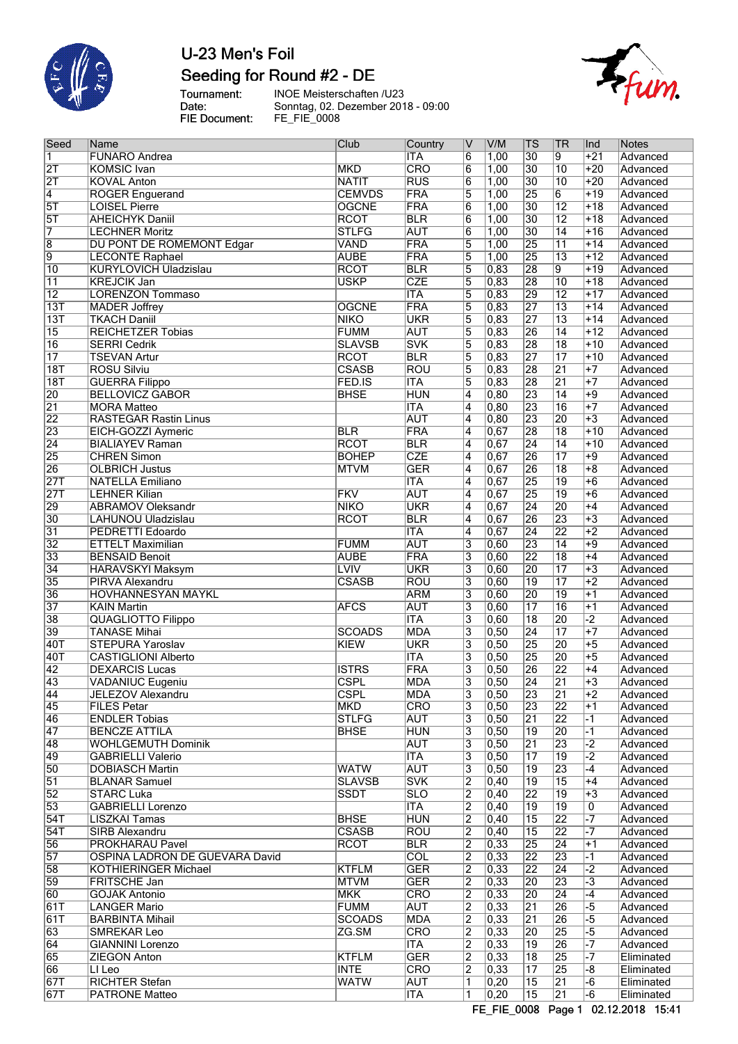# U-23 Men's Foil

## Seeding for Round #2 - DE

Tournament: INOE Meisterschaften /U23
Date: Sonntag, 02. Dezember 2018 - 09:00
FIE Document: FE_FIE_0008

| Seed | Name | Club | Country | V | V/M | TS | TR | Ind | Notes |
|---|---|---|---|---|---|---|---|---|---|
| 1 | FUNARO Andrea | | ITA | 6 | 1,00 | 30 | 9 | +21 | Advanced |
| 2T | KOMSIC Ivan | MKD | CRO | 6 | 1,00 | 30 | 10 | +20 | Advanced |
| 2T | KOVAL Anton | NATIT | RUS | 6 | 1,00 | 30 | 10 | +20 | Advanced |
| 4 | ROGER Enguerand | CEMVDS | FRA | 5 | 1,00 | 25 | 6 | +19 | Advanced |
| 5T | LOISEL Pierre | OGCNE | FRA | 6 | 1,00 | 30 | 12 | +18 | Advanced |
| 5T | AHEICHYK Daniil | RCOT | BLR | 6 | 1,00 | 30 | 12 | +18 | Advanced |
| 7 | LECHNER Moritz | STLFG | AUT | 6 | 1,00 | 30 | 14 | +16 | Advanced |
| 8 | DU PONT DE ROMEMONT Edgar | VAND | FRA | 5 | 1,00 | 25 | 11 | +14 | Advanced |
| 9 | LECONTE Raphael | AUBE | FRA | 5 | 1,00 | 25 | 13 | +12 | Advanced |
| 10 | KURYLOVICH Uladzislau | RCOT | BLR | 5 | 0,83 | 28 | 9 | +19 | Advanced |
| 11 | KREJCIK Jan | USKP | CZE | 5 | 0,83 | 28 | 10 | +18 | Advanced |
| 12 | LORENZON Tommaso | | ITA | 5 | 0,83 | 29 | 12 | +17 | Advanced |
| 13T | MADER Joffrey | OGCNE | FRA | 5 | 0,83 | 27 | 13 | +14 | Advanced |
| 13T | TKACH Daniil | NIKO | UKR | 5 | 0,83 | 27 | 13 | +14 | Advanced |
| 15 | REICHETZER Tobias | FUMM | AUT | 5 | 0,83 | 26 | 14 | +12 | Advanced |
| 16 | SERRI Cedrik | SLAVSB | SVK | 5 | 0,83 | 28 | 18 | +10 | Advanced |
| 17 | TSEVAN Artur | RCOT | BLR | 5 | 0,83 | 27 | 17 | +10 | Advanced |
| 18T | ROSU Silviu | CSASB | ROU | 5 | 0,83 | 28 | 21 | +7 | Advanced |
| 18T | GUERRA Filippo | FED.IS | ITA | 5 | 0,83 | 28 | 21 | +7 | Advanced |
| 20 | BELLOVICZ GABOR | BHSE | HUN | 4 | 0,80 | 23 | 14 | +9 | Advanced |
| 21 | MORA Matteo | | ITA | 4 | 0,80 | 23 | 16 | +7 | Advanced |
| 22 | RASTEGAR Rastin Linus | | AUT | 4 | 0,80 | 23 | 20 | +3 | Advanced |
| 23 | EICH-GOZZI Aymeric | BLR | FRA | 4 | 0,67 | 28 | 18 | +10 | Advanced |
| 24 | BIALIAYEV Raman | RCOT | BLR | 4 | 0,67 | 24 | 14 | +10 | Advanced |
| 25 | CHREN Simon | BOHEP | CZE | 4 | 0,67 | 26 | 17 | +9 | Advanced |
| 26 | OLBRICH Justus | MTVM | GER | 4 | 0,67 | 26 | 18 | +8 | Advanced |
| 27T | NATELLA Emiliano | | ITA | 4 | 0,67 | 25 | 19 | +6 | Advanced |
| 27T | LEHNER Kilian | FKV | AUT | 4 | 0,67 | 25 | 19 | +6 | Advanced |
| 29 | ABRAMOV Oleksandr | NIKO | UKR | 4 | 0,67 | 24 | 20 | +4 | Advanced |
| 30 | LAHUNOU Uladzislau | RCOT | BLR | 4 | 0,67 | 26 | 23 | +3 | Advanced |
| 31 | PEDRETTI Edoardo | | ITA | 4 | 0,67 | 24 | 22 | +2 | Advanced |
| 32 | ETTELT Maximilian | FUMM | AUT | 3 | 0,60 | 23 | 14 | +9 | Advanced |
| 33 | BENSAID Benoit | AUBE | FRA | 3 | 0,60 | 22 | 18 | +4 | Advanced |
| 34 | HARAVSKYI Maksym | LVIV | UKR | 3 | 0,60 | 20 | 17 | +3 | Advanced |
| 35 | PIRVA Alexandru | CSASB | ROU | 3 | 0,60 | 19 | 17 | +2 | Advanced |
| 36 | HOVHANNESYAN MAYKL | | ARM | 3 | 0,60 | 20 | 19 | +1 | Advanced |
| 37 | KAIN Martin | AFCS | AUT | 3 | 0,60 | 17 | 16 | +1 | Advanced |
| 38 | QUAGLIOTTO Filippo | | ITA | 3 | 0,60 | 18 | 20 | -2 | Advanced |
| 39 | TANASE Mihai | SCOADS | MDA | 3 | 0,50 | 24 | 17 | +7 | Advanced |
| 40T | STEPURA Yaroslav | KIEW | UKR | 3 | 0,50 | 25 | 20 | +5 | Advanced |
| 40T | CASTIGLIONI Alberto | | ITA | 3 | 0,50 | 25 | 20 | +5 | Advanced |
| 42 | DEXARCIS Lucas | ISTRS | FRA | 3 | 0,50 | 26 | 22 | +4 | Advanced |
| 43 | VADANIUC Eugeniu | CSPL | MDA | 3 | 0,50 | 24 | 21 | +3 | Advanced |
| 44 | JELEZOV Alexandru | CSPL | MDA | 3 | 0,50 | 23 | 21 | +2 | Advanced |
| 45 | FILES Petar | MKD | CRO | 3 | 0,50 | 23 | 22 | +1 | Advanced |
| 46 | ENDLER Tobias | STLFG | AUT | 3 | 0,50 | 21 | 22 | -1 | Advanced |
| 47 | BENCZE ATTILA | BHSE | HUN | 3 | 0,50 | 19 | 20 | -1 | Advanced |
| 48 | WOHLGEMUTH Dominik | | AUT | 3 | 0,50 | 21 | 23 | -2 | Advanced |
| 49 | GABRIELLI Valerio | | ITA | 3 | 0,50 | 17 | 19 | -2 | Advanced |
| 50 | DOBIASCH Martin | WATW | AUT | 3 | 0,50 | 19 | 23 | -4 | Advanced |
| 51 | BLANAR Samuel | SLAVSB | SVK | 2 | 0,40 | 19 | 15 | +4 | Advanced |
| 52 | STARC Luka | SSDT | SLO | 2 | 0,40 | 22 | 19 | +3 | Advanced |
| 53 | GABRIELLI Lorenzo | | ITA | 2 | 0,40 | 19 | 19 | 0 | Advanced |
| 54T | LISZKAI Tamas | BHSE | HUN | 2 | 0,40 | 15 | 22 | -7 | Advanced |
| 54T | SIRB Alexandru | CSASB | ROU | 2 | 0,40 | 15 | 22 | -7 | Advanced |
| 56 | PROKHARAU Pavel | RCOT | BLR | 2 | 0,33 | 25 | 24 | +1 | Advanced |
| 57 | OSPINA LADRON DE GUEVARA David | | COL | 2 | 0,33 | 22 | 23 | -1 | Advanced |
| 58 | KOTHIERINGER Michael | KTFLM | GER | 2 | 0,33 | 22 | 24 | -2 | Advanced |
| 59 | FRITSCHE Jan | MTVM | GER | 2 | 0,33 | 20 | 23 | -3 | Advanced |
| 60 | GOJAK Antonio | MKK | CRO | 2 | 0,33 | 20 | 24 | -4 | Advanced |
| 61T | LANGER Mario | FUMM | AUT | 2 | 0,33 | 21 | 26 | -5 | Advanced |
| 61T | BARBINTA Mihail | SCOADS | MDA | 2 | 0,33 | 21 | 26 | -5 | Advanced |
| 63 | SMREKAR Leo | ZG.SM | CRO | 2 | 0,33 | 20 | 25 | -5 | Advanced |
| 64 | GIANNINI Lorenzo | | ITA | 2 | 0,33 | 19 | 26 | -7 | Advanced |
| 65 | ZIEGON Anton | KTFLM | GER | 2 | 0,33 | 18 | 25 | -7 | Eliminated |
| 66 | LI Leo | INTE | CRO | 2 | 0,33 | 17 | 25 | -8 | Eliminated |
| 67T | RICHTER Stefan | WATW | AUT | 1 | 0,20 | 15 | 21 | -6 | Eliminated |
| 67T | PATRONE Matteo | | ITA | 1 | 0,20 | 15 | 21 | -6 | Eliminated |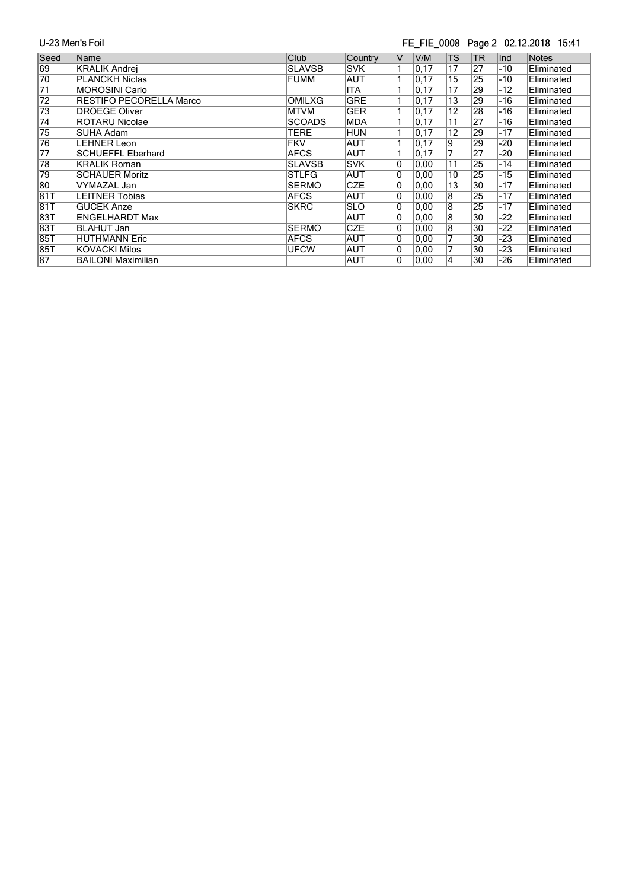| Seed | Name | Club | Country | V | V/M | TS | TR | Ind | Notes |
|---|---|---|---|---|---|---|---|---|---|
| 69 | KRALIK Andrej | SLAVSB | SVK | 1 | 0,17 | 17 | 27 | -10 | Eliminated |
| 70 | PLANCKH Niclas | FUMM | AUT | 1 | 0,17 | 15 | 25 | -10 | Eliminated |
| 71 | MOROSINI Carlo | | ITA | 1 | 0,17 | 17 | 29 | -12 | Eliminated |
| 72 | RESTIFO PECORELLA Marco | OMILXG | GRE | 1 | 0,17 | 13 | 29 | -16 | Eliminated |
| 73 | DROEGE Oliver | MTVM | GER | 1 | 0,17 | 12 | 28 | -16 | Eliminated |
| 74 | ROTARU Nicolae | SCOADS | MDA | 1 | 0,17 | 11 | 27 | -16 | Eliminated |
| 75 | SUHA Adam | TERE | HUN | 1 | 0,17 | 12 | 29 | -17 | Eliminated |
| 76 | LEHNER Leon | FKV | AUT | 1 | 0,17 | 9 | 29 | -20 | Eliminated |
| 77 | SCHUEFFL Eberhard | AFCS | AUT | 1 | 0,17 | 7 | 27 | -20 | Eliminated |
| 78 | KRALIK Roman | SLAVSB | SVK | 0 | 0,00 | 11 | 25 | -14 | Eliminated |
| 79 | SCHAUER Moritz | STLFG | AUT | 0 | 0,00 | 10 | 25 | -15 | Eliminated |
| 80 | VYMAZAL Jan | SERMO | CZE | 0 | 0,00 | 13 | 30 | -17 | Eliminated |
| 81T | LEITNER Tobias | AFCS | AUT | 0 | 0,00 | 8 | 25 | -17 | Eliminated |
| 81T | GUCEK Anze | SKRC | SLO | 0 | 0,00 | 8 | 25 | -17 | Eliminated |
| 83T | ENGELHARDT Max | | AUT | 0 | 0,00 | 8 | 30 | -22 | Eliminated |
| 83T | BLAHUT Jan | SERMO | CZE | 0 | 0,00 | 8 | 30 | -22 | Eliminated |
| 85T | HUTHMANN Eric | AFCS | AUT | 0 | 0,00 | 7 | 30 | -23 | Eliminated |
| 85T | KOVACKI Milos | UFCW | AUT | 0 | 0,00 | 7 | 30 | -23 | Eliminated |
| 87 | BAILONI Maximilian | | AUT | 0 | 0,00 | 4 | 30 | -26 | Eliminated |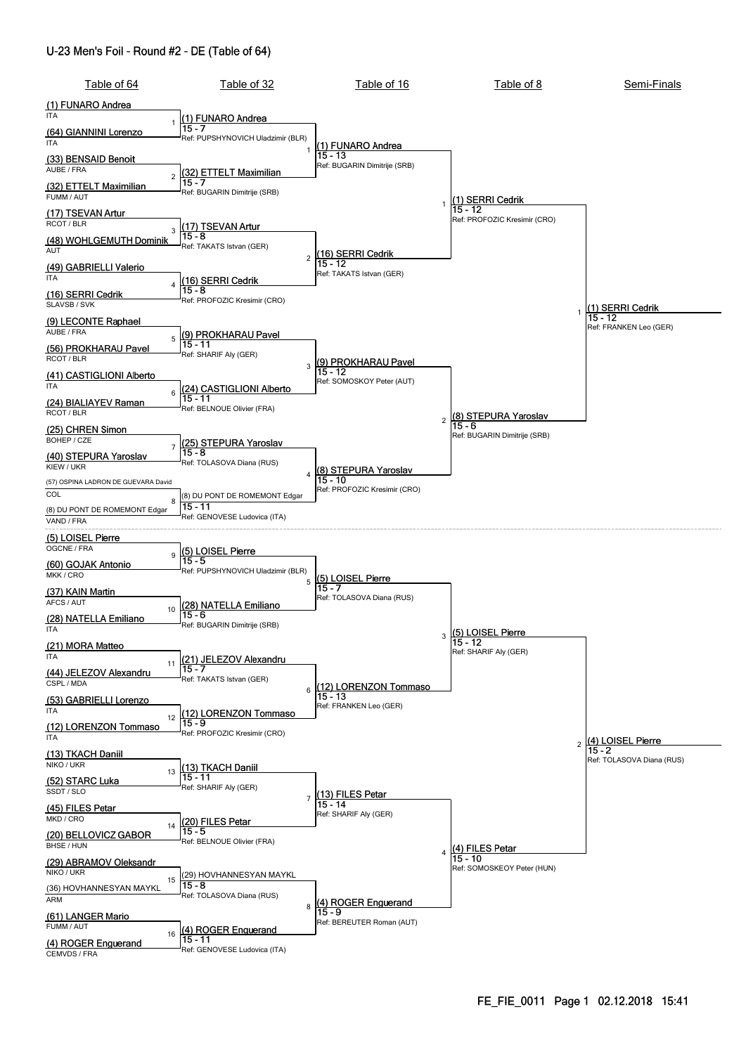# U-23 Men's Foil - Round #2 - DE (Table of 64)

## Table of 64

| # | Fencer | Club / Nation |
|---|---|---|
| 1 | (1) FUNARO Andrea | ITA |
| | (64) GIANNINI Lorenzo | ITA |
| 2 | (33) BENSAID Benoit | AUBE / FRA |
| | (32) ETTELT Maximilian | FUMM / AUT |
| 3 | (17) TSEVAN Artur | RCOT / BLR |
| | (48) WOHLGEMUTH Dominik | AUT |
| 4 | (49) GABRIELLI Valerio | ITA |
| | (16) SERRI Cedrik | SLAVSB / SVK |
| 5 | (9) LECONTE Raphael | AUBE / FRA |
| | (56) PROKHARAU Pavel | RCOT / BLR |
| 6 | (41) CASTIGLIONI Alberto | ITA |
| | (24) BIALIAYEV Raman | RCOT / BLR |
| 7 | (25) CHREN Simon | BOHEP / CZE |
| | (40) STEPURA Yaroslav | KIEW / UKR |
| 8 | (57) OSPINA LADRON DE GUEVARA David | COL |
| | (8) DU PONT DE ROMEMONT Edgar | VAND / FRA |
| 9 | (5) LOISEL Pierre | OGCNE / FRA |
| | (60) GOJAK Antonio | MKK / CRO |
| 10 | (37) KAIN Martin | AFCS / AUT |
| | (28) NATELLA Emiliano | ITA |
| 11 | (21) MORA Matteo | ITA |
| | (44) JELEZOV Alexandru | CSPL / MDA |
| 12 | (53) GABRIELLI Lorenzo | ITA |
| | (12) LORENZON Tommaso | ITA |
| 13 | (13) TKACH Daniil | NIKO / UKR |
| | (52) STARC Luka | SSDT / SLO |
| 14 | (45) FILES Petar | MKD / CRO |
| | (20) BELLOVICZ GABOR | BHSE / HUN |
| 15 | (29) ABRAMOV Oleksandr | NIKO / UKR |
| | (36) HOVHANNESYAN MAYKL | ARM |
| 16 | (61) LANGER Mario | FUMM / AUT |
| | (4) ROGER Enguerand | CEMVDS / FRA |

## Table of 32

| # | Winner | Score | Referee |
|---|---|---|---|
| 1 | (1) FUNARO Andrea | 15 - 7 | PUPSHYNOVICH Uladzimir (BLR) |
| 2 | (32) ETTELT Maximilian | 15 - 7 | BUGARIN Dimitrije (SRB) |
| 3 | (17) TSEVAN Artur | 15 - 8 | TAKATS Istvan (GER) |
| 4 | (16) SERRI Cedrik | 15 - 8 | PROFOZIC Kresimir (CRO) |
| 5 | (9) PROKHARAU Pavel | 15 - 11 | SHARIF Aly (GER) |
| 6 | (24) CASTIGLIONI Alberto | 15 - 11 | BELNOUE Olivier (FRA) |
| 7 | (25) STEPURA Yaroslav | 15 - 8 | TOLASOVA Diana (RUS) |
| 8 | (8) DU PONT DE ROMEMONT Edgar | 15 - 11 | GENOVESE Ludovica (ITA) |
| 9 | (5) LOISEL Pierre | 15 - 5 | PUPSHYNOVICH Uladzimir (BLR) |
| 10 | (28) NATELLA Emiliano | 15 - 6 | BUGARIN Dimitrije (SRB) |
| 11 | (21) JELEZOV Alexandru | 15 - 7 | TAKATS Istvan (GER) |
| 12 | (12) LORENZON Tommaso | 15 - 9 | PROFOZIC Kresimir (CRO) |
| 13 | (13) TKACH Daniil | 15 - 11 | SHARIF Aly (GER) |
| 14 | (20) FILES Petar | 15 - 5 | BELNOUE Olivier (FRA) |
| 15 | (29) HOVHANNESYAN MAYKL | 15 - 8 | TOLASOVA Diana (RUS) |
| 16 | (4) ROGER Enguerand | 15 - 11 | GENOVESE Ludovica (ITA) |

## Table of 16

| # | Winner | Score | Referee |
|---|---|---|---|
| 1 | (1) FUNARO Andrea | 15 - 13 | BUGARIN Dimitrije (SRB) |
| 2 | (16) SERRI Cedrik | 15 - 12 | TAKATS Istvan (GER) |
| 3 | (9) PROKHARAU Pavel | 15 - 12 | SOMOSKOY Peter (AUT) |
| 4 | (8) STEPURA Yaroslav | 15 - 10 | PROFOZIC Kresimir (CRO) |
| 5 | (5) LOISEL Pierre | 15 - 7 | TOLASOVA Diana (RUS) |
| 6 | (12) LORENZON Tommaso | 15 - 13 | FRANKEN Leo (GER) |
| 7 | (13) FILES Petar | 15 - 14 | SHARIF Aly (GER) |
| 8 | (4) ROGER Enguerand | 15 - 9 | BEREUTER Roman (AUT) |

## Table of 8

| # | Winner | Score | Referee |
|---|---|---|---|
| 1 | (1) SERRI Cedrik | 15 - 12 | PROFOZIC Kresimir (CRO) |
| 2 | (8) STEPURA Yaroslav | 15 - 6 | BUGARIN Dimitrije (SRB) |
| 3 | (5) LOISEL Pierre | 15 - 12 | SHARIF Aly (GER) |
| 4 | (4) FILES Petar | 15 - 10 | SOMOSKEOY Peter (HUN) |

## Semi-Finals

| # | Winner | Score | Referee |
|---|---|---|---|
| 1 | (1) SERRI Cedrik | 15 - 12 | FRANKEN Leo (GER) |
| 2 | (4) LOISEL Pierre | 15 - 2 | TOLASOVA Diana (RUS) |

FE_FIE_0011 02.12.2018 15:41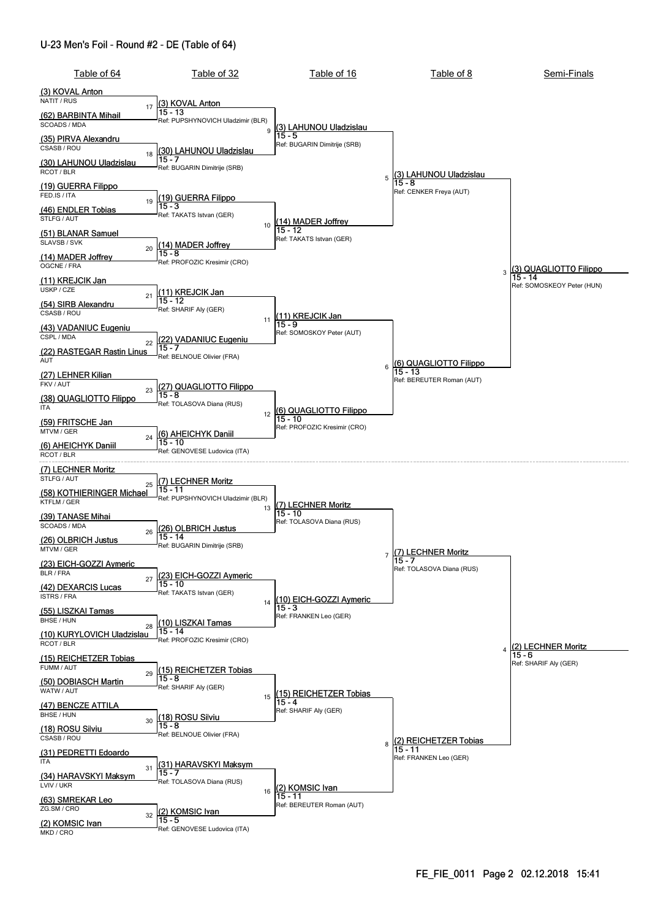# U-23 Men's Foil - Round #2 - DE (Table of 64)

## Table of 64

| Bout | Fencer 1 | Fencer 2 |
|---|---|---|
| 17 | (3) KOVAL Anton — NATIT / RUS | (62) BARBINTA Mihail — SCOADS / MDA |
| 18 | (35) PIRVA Alexandru — CSASB / ROU | (30) LAHUNOU Uladzislau — RCOT / BLR |
| 19 | (19) GUERRA Filippo — FED.IS / ITA | (46) ENDLER Tobias — STLFG / AUT |
| 20 | (51) BLANAR Samuel — SLAVSB / SVK | (14) MADER Joffrey — OGCNE / FRA |
| 21 | (11) KREJCIK Jan — USKP / CZE | (54) SIRB Alexandru — CSASB / ROU |
| 22 | (43) VADANIUC Eugeniu — CSPL / MDA | (22) RASTEGAR Rastin Linus — AUT |
| 23 | (27) LEHNER Kilian — FKV / AUT | (38) QUAGLIOTTO Filippo — ITA |
| 24 | (59) FRITSCHE Jan — MTVM / GER | (6) AHEICHYK Daniil — RCOT / BLR |
| 25 | (7) LECHNER Moritz — STLFG / AUT | (58) KOTHIERINGER Michael — KTFLM / GER |
| 26 | (39) TANASE Mihai — SCOADS / MDA | (26) OLBRICH Justus — MTVM / GER |
| 27 | (23) EICH-GOZZI Aymeric — BLR / FRA | (42) DEXARCIS Lucas — ISTRS / FRA |
| 28 | (55) LISZKAI Tamas — BHSE / HUN | (10) KURYLOVICH Uladzislau — RCOT / BLR |
| 29 | (15) REICHETZER Tobias — FUMM / AUT | (50) DOBIASCH Martin — WATW / AUT |
| 30 | (47) BENCZE ATTILA — BHSE / HUN | (18) ROSU Silviu — CSASB / ROU |
| 31 | (31) PEDRETTI Edoardo — ITA | (34) HARAVSKYI Maksym — LVIV / UKR |
| 32 | (63) SMREKAR Leo — ZG.SM / CRO | (2) KOMSIC Ivan — MKD / CRO |

## Table of 32

| Bout | Winner | Score | Referee |
|---|---|---|---|
| 17 | (3) KOVAL Anton | 15 - 13 | PUPSHYNOVICH Uladzimir (BLR) |
| 18 | (30) LAHUNOU Uladzislau | 15 - 7 | BUGARIN Dimitrije (SRB) |
| 19 | (19) GUERRA Filippo | 15 - 3 | TAKATS Istvan (GER) |
| 20 | (14) MADER Joffrey | 15 - 8 | PROFOZIC Kresimir (CRO) |
| 21 | (11) KREJCIK Jan | 15 - 12 | SHARIF Aly (GER) |
| 22 | (22) VADANIUC Eugeniu | 15 - 7 | BELNOUE Olivier (FRA) |
| 23 | (27) QUAGLIOTTO Filippo | 15 - 8 | TOLASOVA Diana (RUS) |
| 24 | (6) AHEICHYK Daniil | 15 - 10 | GENOVESE Ludovica (ITA) |
| 25 | (7) LECHNER Moritz | 15 - 11 | PUPSHYNOVICH Uladzimir (BLR) |
| 26 | (26) OLBRICH Justus | 15 - 14 | BUGARIN Dimitrije (SRB) |
| 27 | (23) EICH-GOZZI Aymeric | 15 - 10 | TAKATS Istvan (GER) |
| 28 | (10) LISZKAI Tamas | 15 - 14 | PROFOZIC Kresimir (CRO) |
| 29 | (15) REICHETZER Tobias | 15 - 8 | SHARIF Aly (GER) |
| 30 | (18) ROSU Silviu | 15 - 8 | BELNOUE Olivier (FRA) |
| 31 | (31) HARAVSKYI Maksym | 15 - 7 | TOLASOVA Diana (RUS) |
| 32 | (2) KOMSIC Ivan | 15 - 5 | GENOVESE Ludovica (ITA) |

## Table of 16

| Bout | Winner | Score | Referee |
|---|---|---|---|
| 9 | (3) LAHUNOU Uladzislau | 15 - 5 | BUGARIN Dimitrije (SRB) |
| 10 | (14) MADER Joffrey | 15 - 12 | TAKATS Istvan (GER) |
| 11 | (11) KREJCIK Jan | 15 - 9 | SOMOSKOY Peter (AUT) |
| 12 | (6) QUAGLIOTTO Filippo | 15 - 10 | PROFOZIC Kresimir (CRO) |
| 13 | (7) LECHNER Moritz | 15 - 10 | TOLASOVA Diana (RUS) |
| 14 | (10) EICH-GOZZI Aymeric | 15 - 3 | FRANKEN Leo (GER) |
| 15 | (15) REICHETZER Tobias | 15 - 4 | SHARIF Aly (GER) |
| 16 | (2) KOMSIC Ivan | 15 - 11 | BEREUTER Roman (AUT) |

## Table of 8

| Bout | Winner | Score | Referee |
|---|---|---|---|
| 5 | (3) LAHUNOU Uladzislau | 15 - 8 | CENKER Freya (AUT) |
| 6 | (6) QUAGLIOTTO Filippo | 15 - 13 | BEREUTER Roman (AUT) |
| 7 | (7) LECHNER Moritz | 15 - 7 | TOLASOVA Diana (RUS) |
| 8 | (2) REICHETZER Tobias | 15 - 11 | FRANKEN Leo (GER) |

## Semi-Finals

| Bout | Winner | Score | Referee |
|---|---|---|---|
| 3 | (3) QUAGLIOTTO Filippo | 15 - 14 | SOMOSKEOY Peter (HUN) |
| 4 | (2) LECHNER Moritz | 15 - 6 | SHARIF Aly (GER) |

FE_FIE_0011 Page 2 02.12.2018 15:41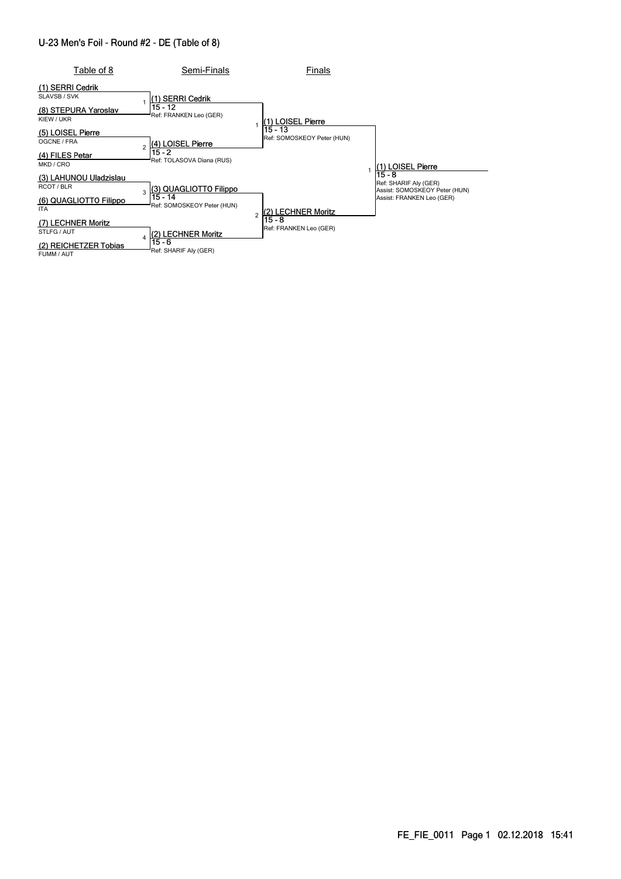# U-23 Men's Foil - Round #2 - DE (Table of 8)

## Table of 8

| Seed | Fencer | Club / Nation |
|---|---|---|
| (1) | SERRI Cedrik | SLAVSB / SVK |
| (8) | STEPURA Yaroslav | KIEW / UKR |
| (5) | LOISEL Pierre | OGCNE / FRA |
| (4) | FILES Petar | MKD / CRO |
| (3) | LAHUNOU Uladzislau | RCOT / BLR |
| (6) | QUAGLIOTTO Filippo | ITA |
| (7) | LECHNER Moritz | STLFG / AUT |
| (2) | REICHETZER Tobias | FUMM / AUT |

## Semi-Finals

| Bout | Winner | Score | Referee |
|---|---|---|---|
| 1 | (1) SERRI Cedrik | 15 - 12 | Ref: FRANKEN Leo (GER) |
| 2 | (4) LOISEL Pierre | 15 - 2 | Ref: TOLASOVA Diana (RUS) |
| 3 | (3) QUAGLIOTTO Filippo | 15 - 14 | Ref: SOMOSKEOY Peter (HUN) |
| 4 | (2) LECHNER Moritz | 15 - 6 | Ref: SHARIF Aly (GER) |

## Finals

| Bout | Winner | Score | Referee |
|---|---|---|---|
| 1 | (1) LOISEL Pierre | 15 - 13 | Ref: SOMOSKEOY Peter (HUN) |
| 2 | (2) LECHNER Moritz | 15 - 8 | Ref: FRANKEN Leo (GER) |

## Final

| Bout | Winner | Score | Referee |
|---|---|---|---|
| 1 | (1) LOISEL Pierre | 15 - 8 | Ref: SHARIF Aly (GER)<br>Assist: SOMOSKEOY Peter (HUN)<br>Assist: FRANKEN Leo (GER) |

FE_FIE_0011 Page 1 02.12.2018 15:41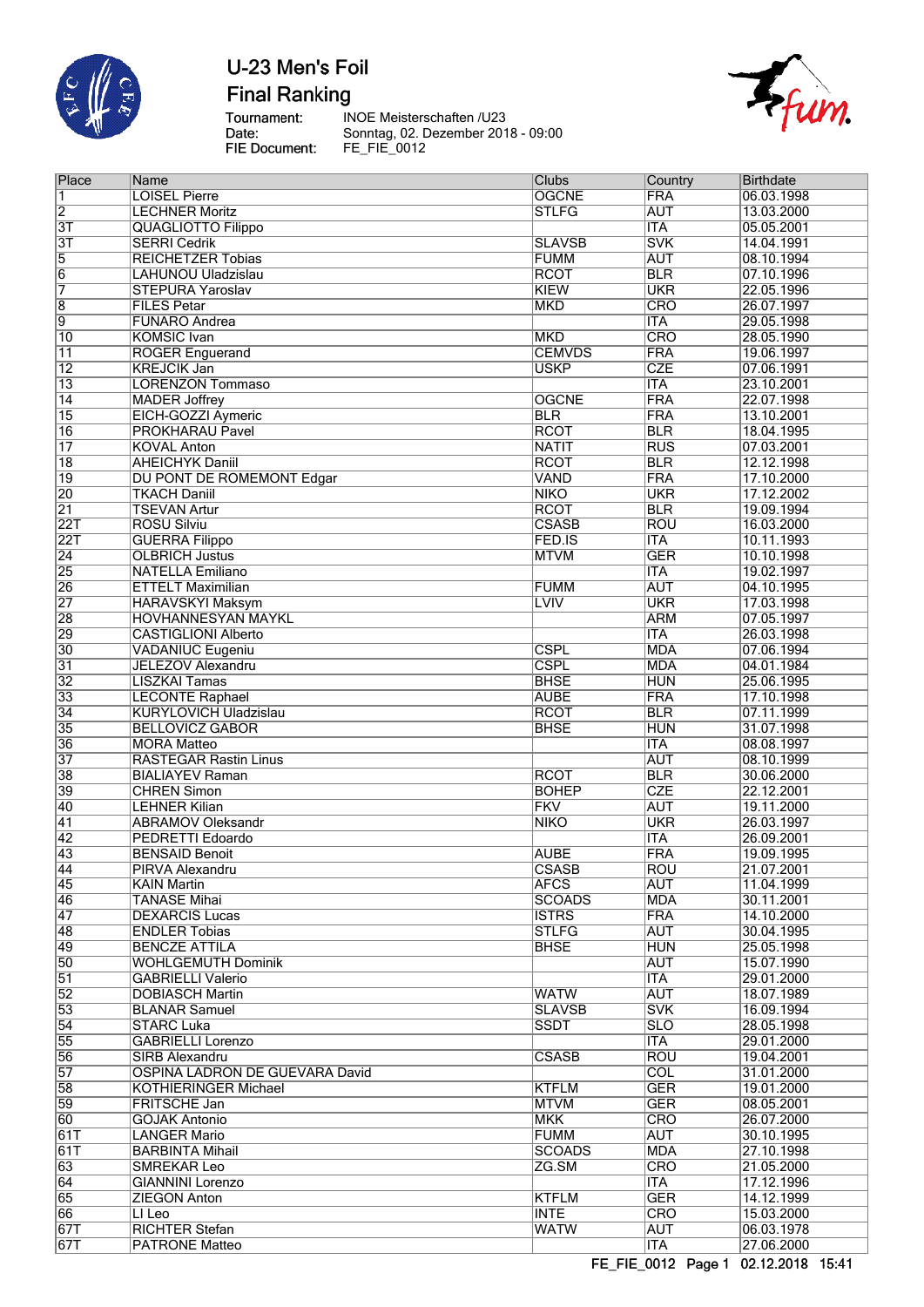# U-23 Men's Foil

## Final Ranking

Tournament: INOE Meisterschaften /U23
Date: Sonntag, 02. Dezember 2018 - 09:00
FIE Document: FE_FIE_0012

| Place | Name | Clubs | Country | Birthdate |
|---|---|---|---|---|
| 1 | LOISEL Pierre | OGCNE | FRA | 06.03.1998 |
| 2 | LECHNER Moritz | STLFG | AUT | 13.03.2000 |
| 3T | QUAGLIOTTO Filippo | | ITA | 05.05.2001 |
| 3T | SERRI Cedrik | SLAVSB | SVK | 14.04.1991 |
| 5 | REICHETZER Tobias | FUMM | AUT | 08.10.1994 |
| 6 | LAHUNOU Uladzislau | RCOT | BLR | 07.10.1996 |
| 7 | STEPURA Yaroslav | KIEW | UKR | 22.05.1996 |
| 8 | FILES Petar | MKD | CRO | 26.07.1997 |
| 9 | FUNARO Andrea | | ITA | 29.05.1998 |
| 10 | KOMSIC Ivan | MKD | CRO | 28.05.1990 |
| 11 | ROGER Enguerand | CEMVDS | FRA | 19.06.1997 |
| 12 | KREJCIK Jan | USKP | CZE | 07.06.1991 |
| 13 | LORENZON Tommaso | | ITA | 23.10.2001 |
| 14 | MADER Joffrey | OGCNE | FRA | 22.07.1998 |
| 15 | EICH-GOZZI Aymeric | BLR | FRA | 13.10.2001 |
| 16 | PROKHARAU Pavel | RCOT | BLR | 18.04.1995 |
| 17 | KOVAL Anton | NATIT | RUS | 07.03.2001 |
| 18 | AHEICHYK Daniil | RCOT | BLR | 12.12.1998 |
| 19 | DU PONT DE ROMEMONT Edgar | VAND | FRA | 17.10.2000 |
| 20 | TKACH Daniil | NIKO | UKR | 17.12.2002 |
| 21 | TSEVAN Artur | RCOT | BLR | 19.09.1994 |
| 22T | ROSU Silviu | CSASB | ROU | 16.03.2000 |
| 22T | GUERRA Filippo | FED.IS | ITA | 10.11.1993 |
| 24 | OLBRICH Justus | MTVM | GER | 10.10.1998 |
| 25 | NATELLA Emiliano | | ITA | 19.02.1997 |
| 26 | ETTELT Maximilian | FUMM | AUT | 04.10.1995 |
| 27 | HARAVSKYI Maksym | LVIV | UKR | 17.03.1998 |
| 28 | HOVHANNESYAN MAYKL | | ARM | 07.05.1997 |
| 29 | CASTIGLIONI Alberto | | ITA | 26.03.1998 |
| 30 | VADANIUC Eugeniu | CSPL | MDA | 07.06.1994 |
| 31 | JELEZOV Alexandru | CSPL | MDA | 04.01.1984 |
| 32 | LISZKAI Tamas | BHSE | HUN | 25.06.1995 |
| 33 | LECONTE Raphael | AUBE | FRA | 17.10.1998 |
| 34 | KURYLOVICH Uladzislau | RCOT | BLR | 07.11.1999 |
| 35 | BELLOVICZ GABOR | BHSE | HUN | 31.07.1998 |
| 36 | MORA Matteo | | ITA | 08.08.1997 |
| 37 | RASTEGAR Rastin Linus | | AUT | 08.10.1999 |
| 38 | BIALIAYEV Raman | RCOT | BLR | 30.06.2000 |
| 39 | CHREN Simon | BOHEP | CZE | 22.12.2001 |
| 40 | LEHNER Kilian | FKV | AUT | 19.11.2000 |
| 41 | ABRAMOV Oleksandr | NIKO | UKR | 26.03.1997 |
| 42 | PEDRETTI Edoardo | | ITA | 26.09.2001 |
| 43 | BENSAID Benoit | AUBE | FRA | 19.09.1995 |
| 44 | PIRVA Alexandru | CSASB | ROU | 21.07.2001 |
| 45 | KAIN Martin | AFCS | AUT | 11.04.1999 |
| 46 | TANASE Mihai | SCOADS | MDA | 30.11.2001 |
| 47 | DEXARCIS Lucas | ISTRS | FRA | 14.10.2000 |
| 48 | ENDLER Tobias | STLFG | AUT | 30.04.1995 |
| 49 | BENCZE ATTILA | BHSE | HUN | 25.05.1998 |
| 50 | WOHLGEMUTH Dominik | | AUT | 15.07.1990 |
| 51 | GABRIELLI Valerio | | ITA | 29.01.2000 |
| 52 | DOBIASCH Martin | WATW | AUT | 18.07.1989 |
| 53 | BLANAR Samuel | SLAVSB | SVK | 16.09.1994 |
| 54 | STARC Luka | SSDT | SLO | 28.05.1998 |
| 55 | GABRIELLI Lorenzo | | ITA | 29.01.2000 |
| 56 | SIRB Alexandru | CSASB | ROU | 19.04.2001 |
| 57 | OSPINA LADRON DE GUEVARA David | | COL | 31.01.2000 |
| 58 | KOTHIERINGER Michael | KTFLM | GER | 19.01.2000 |
| 59 | FRITSCHE Jan | MTVM | GER | 08.05.2001 |
| 60 | GOJAK Antonio | MKK | CRO | 26.07.2000 |
| 61T | LANGER Mario | FUMM | AUT | 30.10.1995 |
| 61T | BARBINTA Mihail | SCOADS | MDA | 27.10.1998 |
| 63 | SMREKAR Leo | ZG.SM | CRO | 21.05.2000 |
| 64 | GIANNINI Lorenzo | | ITA | 17.12.1996 |
| 65 | ZIEGON Anton | KTFLM | GER | 14.12.1999 |
| 66 | LI Leo | INTE | CRO | 15.03.2000 |
| 67T | RICHTER Stefan | WATW | AUT | 06.03.1978 |
| 67T | PATRONE Matteo | | ITA | 27.06.2000 |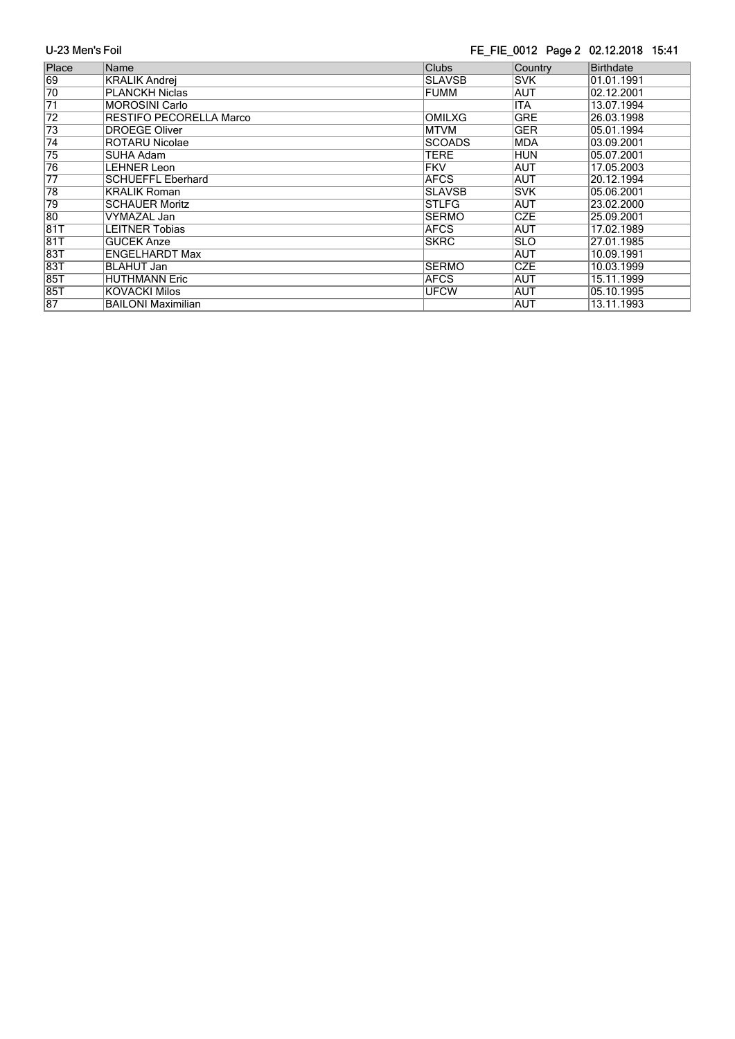| Place | Name | Clubs | Country | Birthdate |
|---|---|---|---|---|
| 69 | KRALIK Andrej | SLAVSB | SVK | 01.01.1991 |
| 70 | PLANCKH Niclas | FUMM | AUT | 02.12.2001 |
| 71 | MOROSINI Carlo | | ITA | 13.07.1994 |
| 72 | RESTIFO PECORELLA Marco | OMILXG | GRE | 26.03.1998 |
| 73 | DROEGE Oliver | MTVM | GER | 05.01.1994 |
| 74 | ROTARU Nicolae | SCOADS | MDA | 03.09.2001 |
| 75 | SUHA Adam | TERE | HUN | 05.07.2001 |
| 76 | LEHNER Leon | FKV | AUT | 17.05.2003 |
| 77 | SCHUEFFL Eberhard | AFCS | AUT | 20.12.1994 |
| 78 | KRALIK Roman | SLAVSB | SVK | 05.06.2001 |
| 79 | SCHAUER Moritz | STLFG | AUT | 23.02.2000 |
| 80 | VYMAZAL Jan | SERMO | CZE | 25.09.2001 |
| 81T | LEITNER Tobias | AFCS | AUT | 17.02.1989 |
| 81T | GUCEK Anze | SKRC | SLO | 27.01.1985 |
| 83T | ENGELHARDT Max | | AUT | 10.09.1991 |
| 83T | BLAHUT Jan | SERMO | CZE | 10.03.1999 |
| 85T | HUTHMANN Eric | AFCS | AUT | 15.11.1999 |
| 85T | KOVACKI Milos | UFCW | AUT | 05.10.1995 |
| 87 | BAILONI Maximilian | | AUT | 13.11.1993 |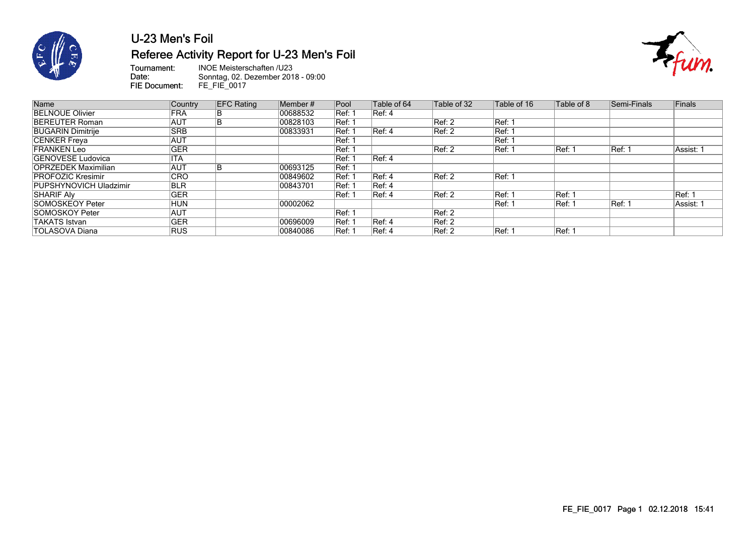# U-23 Men's Foil

## Referee Activity Report for U-23 Men's Foil

**Tournament:** INOE Meisterschaften /U23
**Date:** Sonntag, 02. Dezember 2018 - 09:00
**FIE Document:** FE_FIE_0017

| Name | Country | EFC Rating | Member # | Pool | Table of 64 | Table of 32 | Table of 16 | Table of 8 | Semi-Finals | Finals |
|---|---|---|---|---|---|---|---|---|---|---|
| BELNOUE Olivier | FRA | B | 00688532 | Ref: 1 | Ref: 4 | | | | | |
| BEREUTER Roman | AUT | B | 00828103 | Ref: 1 | | Ref: 2 | Ref: 1 | | | |
| BUGARIN Dimitrije | SRB | | 00833931 | Ref: 1 | Ref: 4 | Ref: 2 | Ref: 1 | | | |
| CENKER Freya | AUT | | | Ref: 1 | | | Ref: 1 | | | |
| FRANKEN Leo | GER | | | Ref: 1 | | Ref: 2 | Ref: 1 | Ref: 1 | Ref: 1 | Assist: 1 |
| GENOVESE Ludovica | ITA | | | Ref: 1 | Ref: 4 | | | | | |
| OPRZEDEK Maximilian | AUT | B | 00693125 | Ref: 1 | | | | | | |
| PROFOZIC Kresimir | CRO | | 00849602 | Ref: 1 | Ref: 4 | Ref: 2 | Ref: 1 | | | |
| PUPSHYNOVICH Uladzimir | BLR | | 00843701 | Ref: 1 | Ref: 4 | | | | | |
| SHARIF Aly | GER | | | Ref: 1 | Ref: 4 | Ref: 2 | Ref: 1 | Ref: 1 | | Ref: 1 |
| SOMOSKEOY Peter | HUN | | 00002062 | | | | Ref: 1 | Ref: 1 | Ref: 1 | Assist: 1 |
| SOMOSKOY Peter | AUT | | | Ref: 1 | | Ref: 2 | | | | |
| TAKATS Istvan | GER | | 00696009 | Ref: 1 | Ref: 4 | Ref: 2 | | | | |
| TOLASOVA Diana | RUS | | 00840086 | Ref: 1 | Ref: 4 | Ref: 2 | Ref: 1 | Ref: 1 | | |